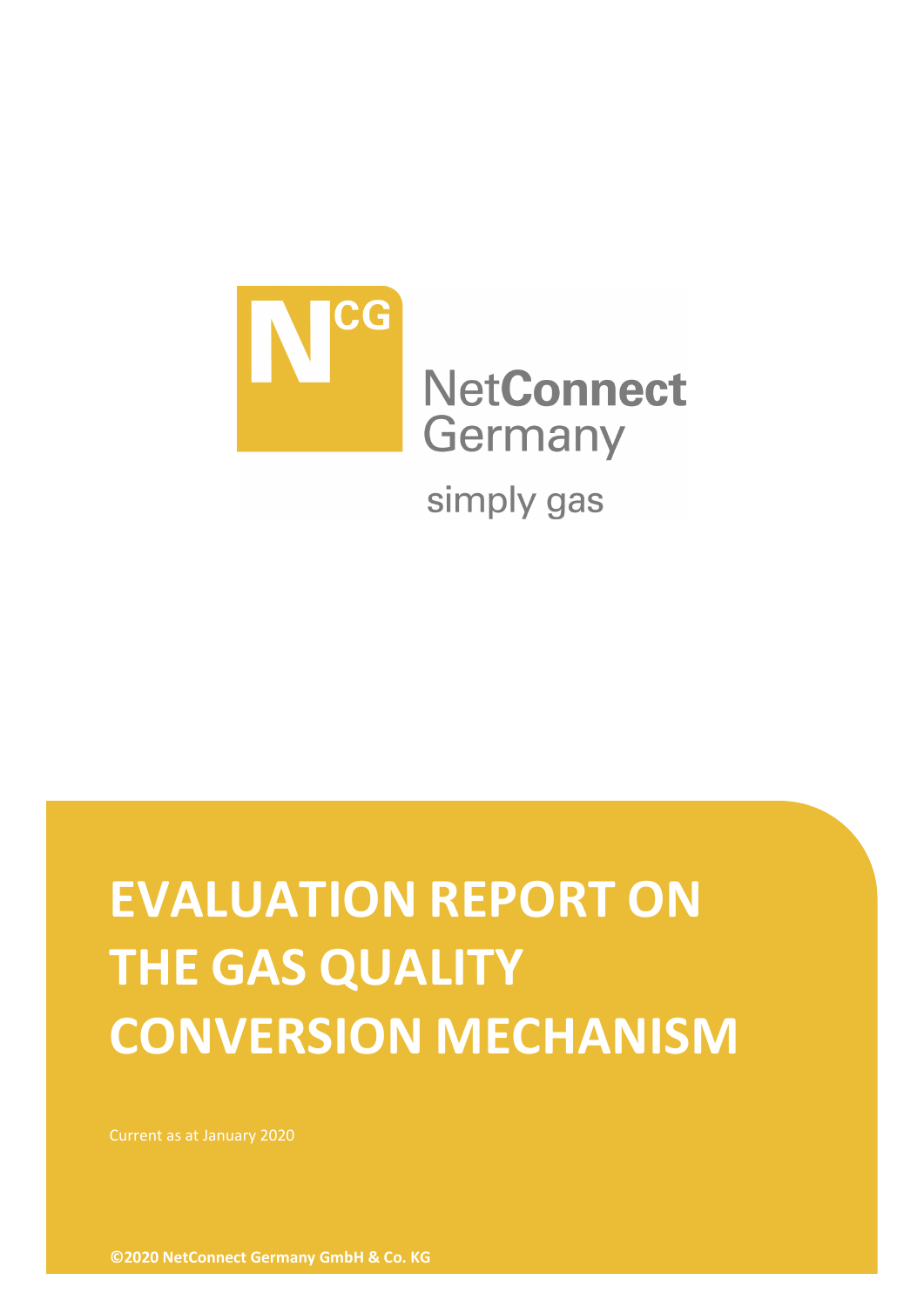NetConnect Germany

simply gas

# EVALUATION REPORT ON THE GAS QUALITY CONVERSION MECHANISM

Current as at January 2020

**©2020 NetConnect Germany GmbH & Co. KG**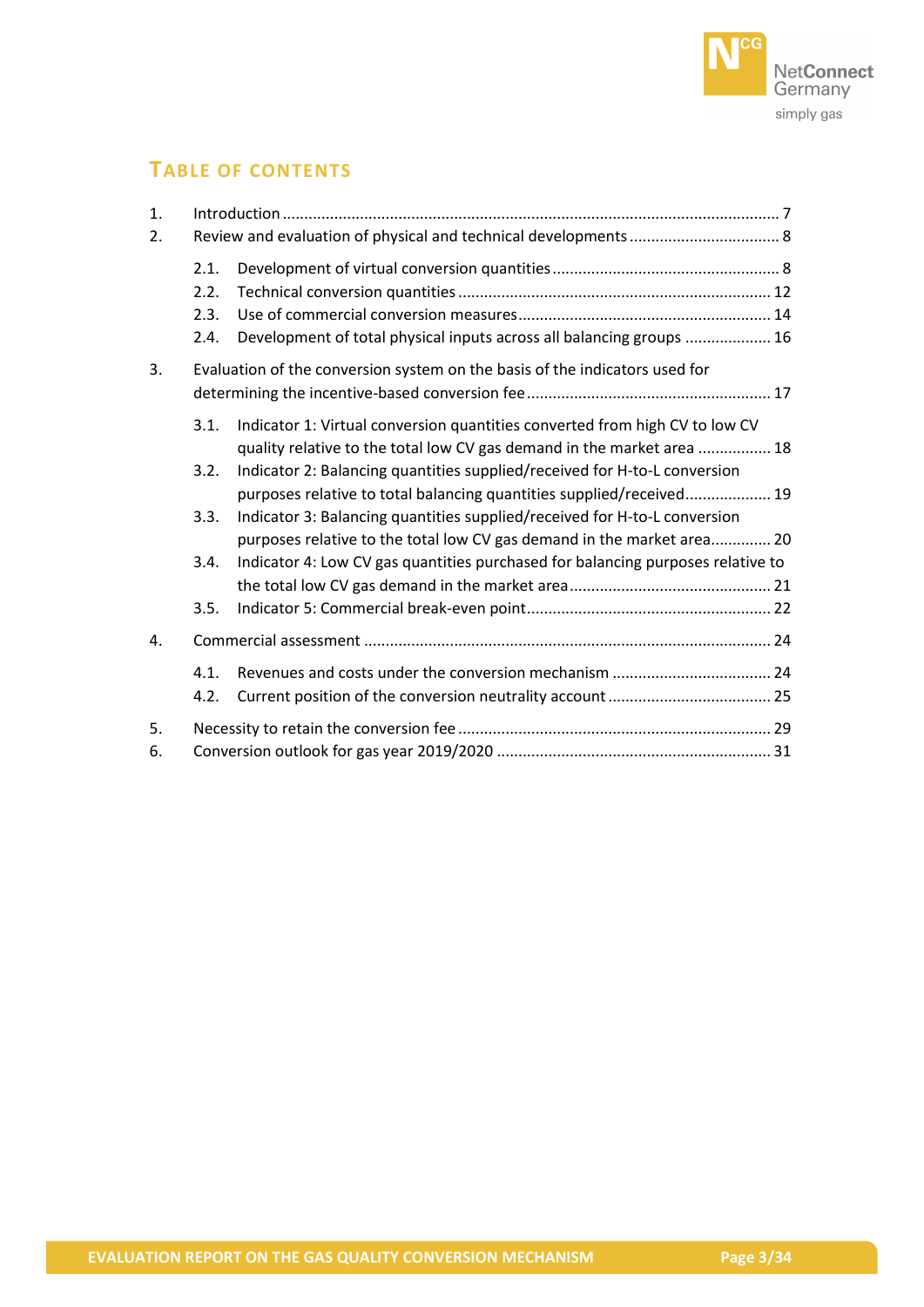## TABLE OF CONTENTS

1. Introduction ... 7
2. Review and evaluation of physical and technical developments ... 8
   - 2.1. Development of virtual conversion quantities ... 8
   - 2.2. Technical conversion quantities ... 12
   - 2.3. Use of commercial conversion measures ... 14
   - 2.4. Development of total physical inputs across all balancing groups ... 16
3. Evaluation of the conversion system on the basis of the indicators used for determining the incentive-based conversion fee ... 17
   - 3.1. Indicator 1: Virtual conversion quantities converted from high CV to low CV quality relative to the total low CV gas demand in the market area ... 18
   - 3.2. Indicator 2: Balancing quantities supplied/received for H-to-L conversion purposes relative to total balancing quantities supplied/received ... 19
   - 3.3. Indicator 3: Balancing quantities supplied/received for H-to-L conversion purposes relative to the total low CV gas demand in the market area ... 20
   - 3.4. Indicator 4: Low CV gas quantities purchased for balancing purposes relative to the total low CV gas demand in the market area ... 21
   - 3.5. Indicator 5: Commercial break-even point ... 22
4. Commercial assessment ... 24
   - 4.1. Revenues and costs under the conversion mechanism ... 24
   - 4.2. Current position of the conversion neutrality account ... 25
5. Necessity to retain the conversion fee ... 29
6. Conversion outlook for gas year 2019/2020 ... 31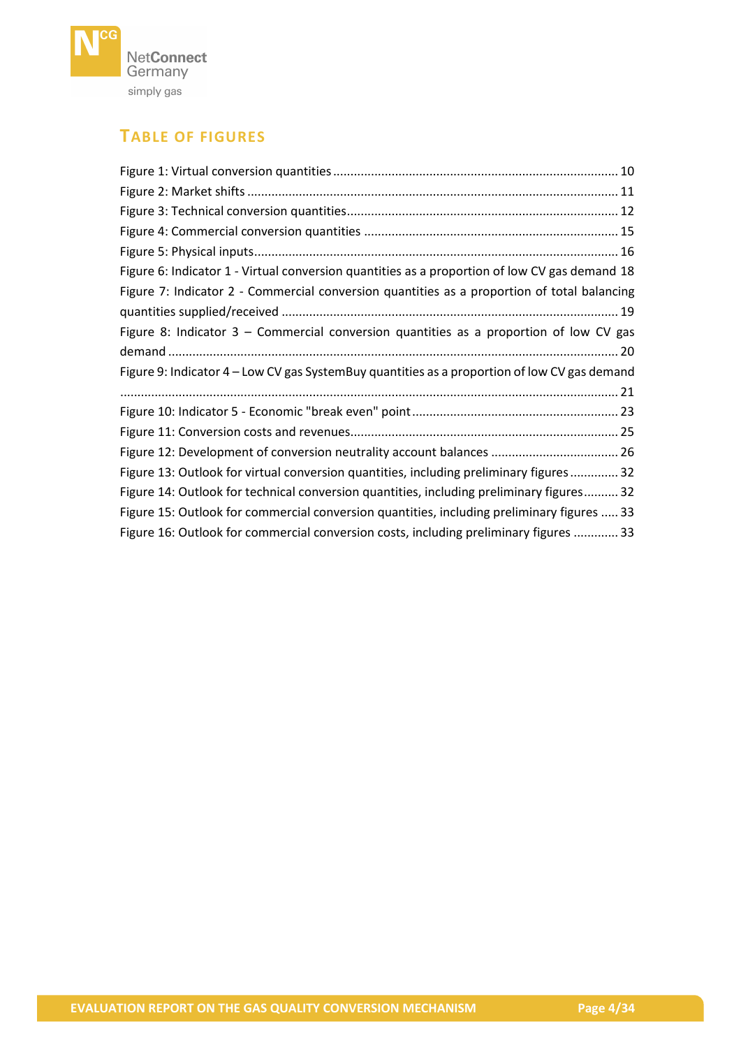## Table of Figures

Figure 1: Virtual conversion quantities ........ 10
Figure 2: Market shifts ........ 11
Figure 3: Technical conversion quantities ........ 12
Figure 4: Commercial conversion quantities ........ 15
Figure 5: Physical inputs ........ 16
Figure 6: Indicator 1 - Virtual conversion quantities as a proportion of low CV gas demand 18
Figure 7: Indicator 2 - Commercial conversion quantities as a proportion of total balancing quantities supplied/received ........ 19
Figure 8: Indicator 3 – Commercial conversion quantities as a proportion of low CV gas demand ........ 20
Figure 9: Indicator 4 – Low CV gas SystemBuy quantities as a proportion of low CV gas demand ........ 21
Figure 10: Indicator 5 - Economic "break even" point ........ 23
Figure 11: Conversion costs and revenues ........ 25
Figure 12: Development of conversion neutrality account balances ........ 26
Figure 13: Outlook for virtual conversion quantities, including preliminary figures ........ 32
Figure 14: Outlook for technical conversion quantities, including preliminary figures ........ 32
Figure 15: Outlook for commercial conversion quantities, including preliminary figures ........ 33
Figure 16: Outlook for commercial conversion costs, including preliminary figures ........ 33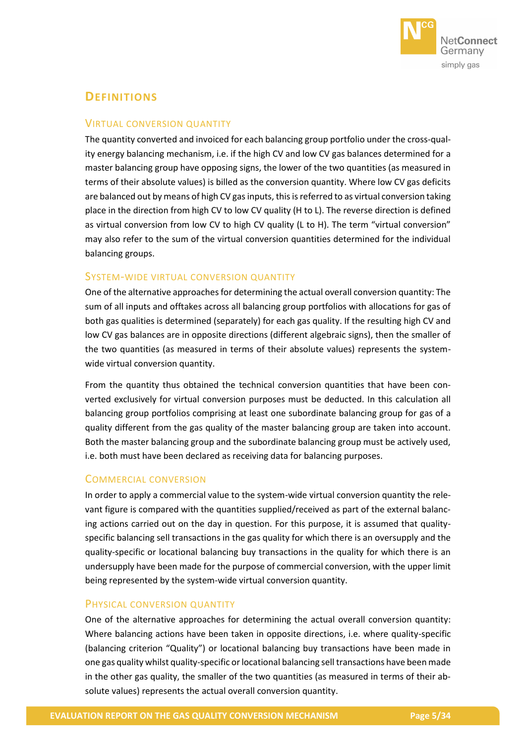# Definitions

## Virtual conversion quantity

The quantity converted and invoiced for each balancing group portfolio under the cross-quality energy balancing mechanism, i.e. if the high CV and low CV gas balances determined for a master balancing group have opposing signs, the lower of the two quantities (as measured in terms of their absolute values) is billed as the conversion quantity. Where low CV gas deficits are balanced out by means of high CV gas inputs, this is referred to as virtual conversion taking place in the direction from high CV to low CV quality (H to L). The reverse direction is defined as virtual conversion from low CV to high CV quality (L to H). The term "virtual conversion" may also refer to the sum of the virtual conversion quantities determined for the individual balancing groups.

## System-wide virtual conversion quantity

One of the alternative approaches for determining the actual overall conversion quantity: The sum of all inputs and offtakes across all balancing group portfolios with allocations for gas of both gas qualities is determined (separately) for each gas quality. If the resulting high CV and low CV gas balances are in opposite directions (different algebraic signs), then the smaller of the two quantities (as measured in terms of their absolute values) represents the system-wide virtual conversion quantity.

From the quantity thus obtained the technical conversion quantities that have been converted exclusively for virtual conversion purposes must be deducted. In this calculation all balancing group portfolios comprising at least one subordinate balancing group for gas of a quality different from the gas quality of the master balancing group are taken into account. Both the master balancing group and the subordinate balancing group must be actively used, i.e. both must have been declared as receiving data for balancing purposes.

## Commercial conversion

In order to apply a commercial value to the system-wide virtual conversion quantity the relevant figure is compared with the quantities supplied/received as part of the external balancing actions carried out on the day in question. For this purpose, it is assumed that quality-specific balancing sell transactions in the gas quality for which there is an oversupply and the quality-specific or locational balancing buy transactions in the quality for which there is an undersupply have been made for the purpose of commercial conversion, with the upper limit being represented by the system-wide virtual conversion quantity.

## Physical conversion quantity

One of the alternative approaches for determining the actual overall conversion quantity: Where balancing actions have been taken in opposite directions, i.e. where quality-specific (balancing criterion "Quality") or locational balancing buy transactions have been made in one gas quality whilst quality-specific or locational balancing sell transactions have been made in the other gas quality, the smaller of the two quantities (as measured in terms of their absolute values) represents the actual overall conversion quantity.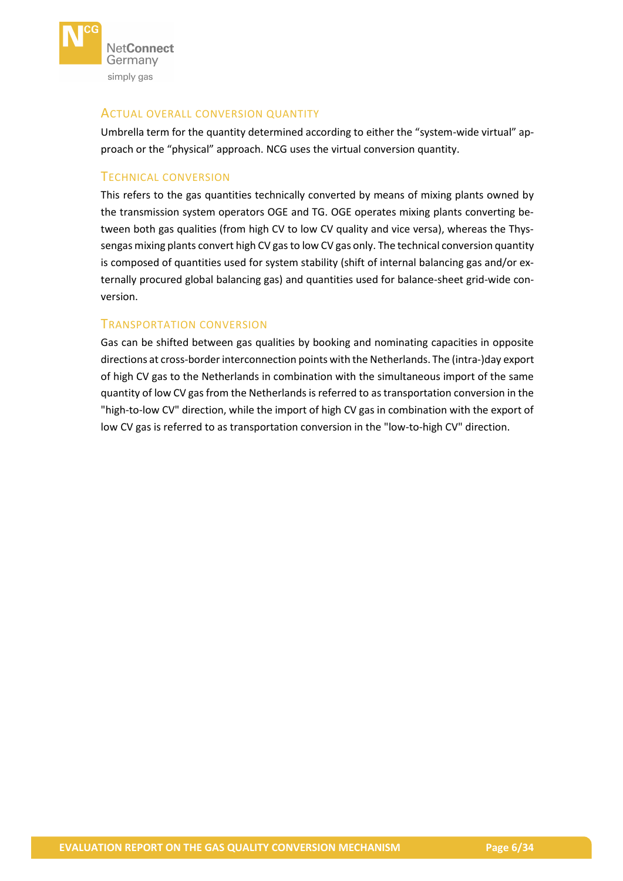### Actual overall conversion quantity

Umbrella term for the quantity determined according to either the "system-wide virtual" approach or the "physical" approach. NCG uses the virtual conversion quantity.

### Technical conversion

This refers to the gas quantities technically converted by means of mixing plants owned by the transmission system operators OGE and TG. OGE operates mixing plants converting between both gas qualities (from high CV to low CV quality and vice versa), whereas the Thyssengas mixing plants convert high CV gas to low CV gas only. The technical conversion quantity is composed of quantities used for system stability (shift of internal balancing gas and/or externally procured global balancing gas) and quantities used for balance-sheet grid-wide conversion.

### Transportation conversion

Gas can be shifted between gas qualities by booking and nominating capacities in opposite directions at cross-border interconnection points with the Netherlands. The (intra-)day export of high CV gas to the Netherlands in combination with the simultaneous import of the same quantity of low CV gas from the Netherlands is referred to as transportation conversion in the "high-to-low CV" direction, while the import of high CV gas in combination with the export of low CV gas is referred to as transportation conversion in the "low-to-high CV" direction.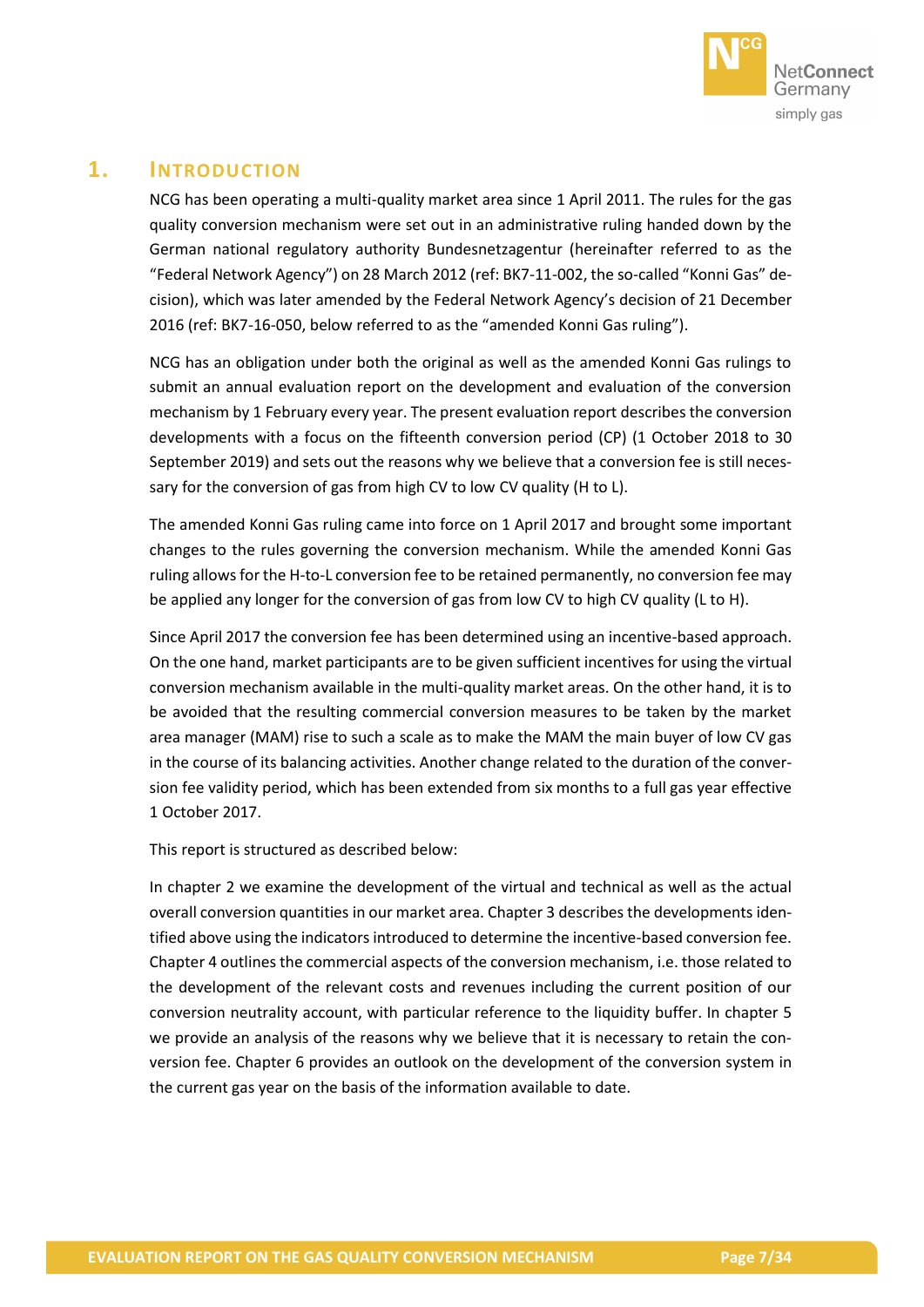# 1. Introduction

NCG has been operating a multi-quality market area since 1 April 2011. The rules for the gas quality conversion mechanism were set out in an administrative ruling handed down by the German national regulatory authority Bundesnetzagentur (hereinafter referred to as the "Federal Network Agency") on 28 March 2012 (ref: BK7-11-002, the so-called "Konni Gas" decision), which was later amended by the Federal Network Agency's decision of 21 December 2016 (ref: BK7-16-050, below referred to as the "amended Konni Gas ruling").

NCG has an obligation under both the original as well as the amended Konni Gas rulings to submit an annual evaluation report on the development and evaluation of the conversion mechanism by 1 February every year. The present evaluation report describes the conversion developments with a focus on the fifteenth conversion period (CP) (1 October 2018 to 30 September 2019) and sets out the reasons why we believe that a conversion fee is still necessary for the conversion of gas from high CV to low CV quality (H to L).

The amended Konni Gas ruling came into force on 1 April 2017 and brought some important changes to the rules governing the conversion mechanism. While the amended Konni Gas ruling allows for the H-to-L conversion fee to be retained permanently, no conversion fee may be applied any longer for the conversion of gas from low CV to high CV quality (L to H).

Since April 2017 the conversion fee has been determined using an incentive-based approach. On the one hand, market participants are to be given sufficient incentives for using the virtual conversion mechanism available in the multi-quality market areas. On the other hand, it is to be avoided that the resulting commercial conversion measures to be taken by the market area manager (MAM) rise to such a scale as to make the MAM the main buyer of low CV gas in the course of its balancing activities. Another change related to the duration of the conversion fee validity period, which has been extended from six months to a full gas year effective 1 October 2017.

This report is structured as described below:

In chapter 2 we examine the development of the virtual and technical as well as the actual overall conversion quantities in our market area. Chapter 3 describes the developments identified above using the indicators introduced to determine the incentive-based conversion fee. Chapter 4 outlines the commercial aspects of the conversion mechanism, i.e. those related to the development of the relevant costs and revenues including the current position of our conversion neutrality account, with particular reference to the liquidity buffer. In chapter 5 we provide an analysis of the reasons why we believe that it is necessary to retain the conversion fee. Chapter 6 provides an outlook on the development of the conversion system in the current gas year on the basis of the information available to date.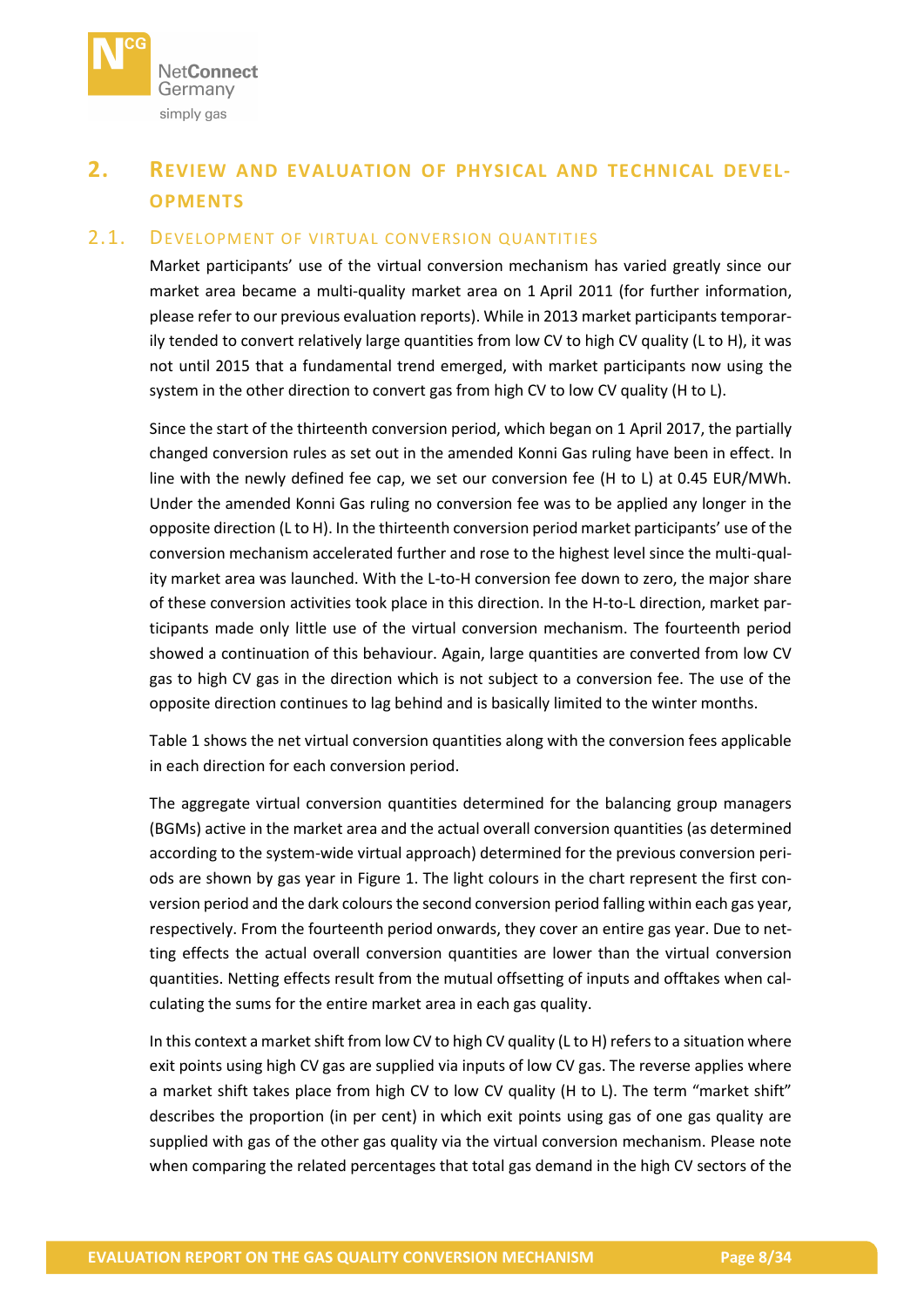## 2. Review and evaluation of physical and technical developments

### 2.1. Development of virtual conversion quantities

Market participants' use of the virtual conversion mechanism has varied greatly since our market area became a multi-quality market area on 1 April 2011 (for further information, please refer to our previous evaluation reports). While in 2013 market participants temporarily tended to convert relatively large quantities from low CV to high CV quality (L to H), it was not until 2015 that a fundamental trend emerged, with market participants now using the system in the other direction to convert gas from high CV to low CV quality (H to L).

Since the start of the thirteenth conversion period, which began on 1 April 2017, the partially changed conversion rules as set out in the amended Konni Gas ruling have been in effect. In line with the newly defined fee cap, we set our conversion fee (H to L) at 0.45 EUR/MWh. Under the amended Konni Gas ruling no conversion fee was to be applied any longer in the opposite direction (L to H). In the thirteenth conversion period market participants' use of the conversion mechanism accelerated further and rose to the highest level since the multi-quality market area was launched. With the L-to-H conversion fee down to zero, the major share of these conversion activities took place in this direction. In the H-to-L direction, market participants made only little use of the virtual conversion mechanism. The fourteenth period showed a continuation of this behaviour. Again, large quantities are converted from low CV gas to high CV gas in the direction which is not subject to a conversion fee. The use of the opposite direction continues to lag behind and is basically limited to the winter months.

Table 1 shows the net virtual conversion quantities along with the conversion fees applicable in each direction for each conversion period.

The aggregate virtual conversion quantities determined for the balancing group managers (BGMs) active in the market area and the actual overall conversion quantities (as determined according to the system-wide virtual approach) determined for the previous conversion periods are shown by gas year in Figure 1. The light colours in the chart represent the first conversion period and the dark colours the second conversion period falling within each gas year, respectively. From the fourteenth period onwards, they cover an entire gas year. Due to netting effects the actual overall conversion quantities are lower than the virtual conversion quantities. Netting effects result from the mutual offsetting of inputs and offtakes when calculating the sums for the entire market area in each gas quality.

In this context a market shift from low CV to high CV quality (L to H) refers to a situation where exit points using high CV gas are supplied via inputs of low CV gas. The reverse applies where a market shift takes place from high CV to low CV quality (H to L). The term "market shift" describes the proportion (in per cent) in which exit points using gas of one gas quality are supplied with gas of the other gas quality via the virtual conversion mechanism. Please note when comparing the related percentages that total gas demand in the high CV sectors of the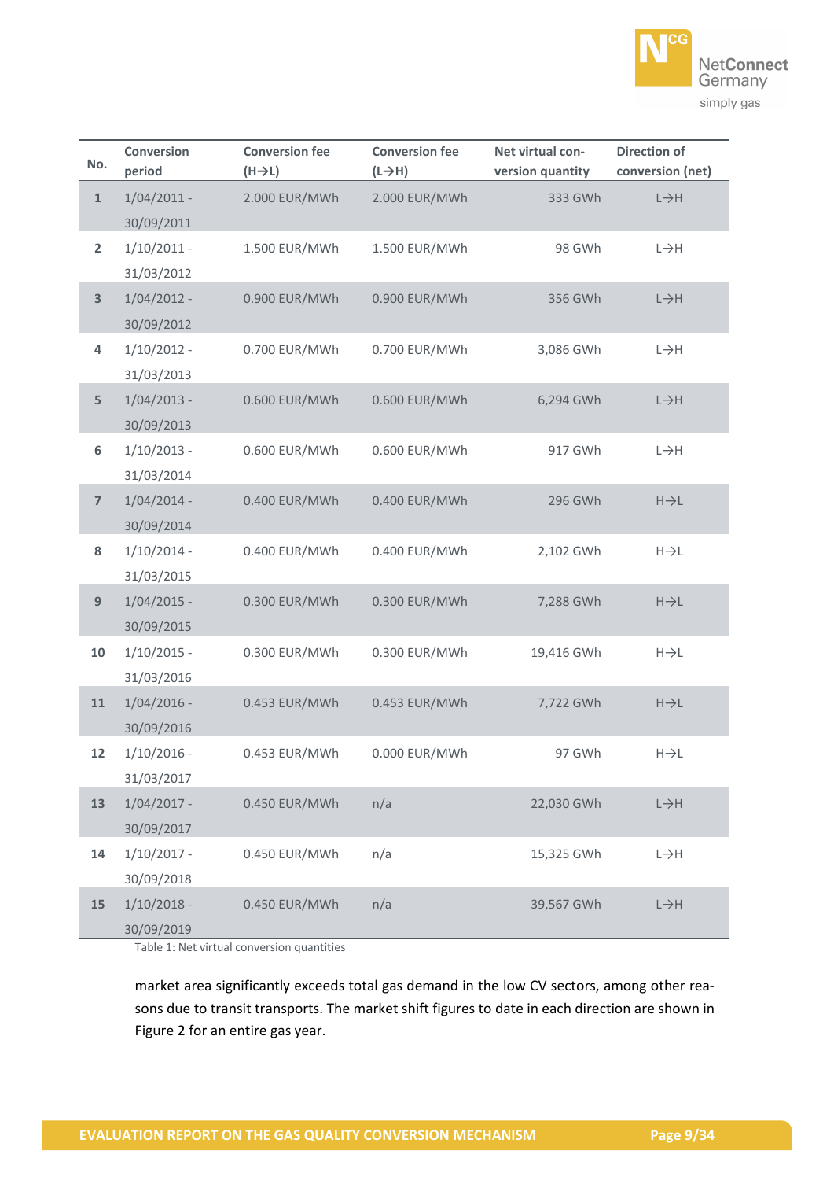| No. | Conversion period | Conversion fee (H→L) | Conversion fee (L→H) | Net virtual conversion quantity | Direction of conversion (net) |
|---|---|---|---|---|---|
| 1 | 1/04/2011 - 30/09/2011 | 2.000 EUR/MWh | 2.000 EUR/MWh | 333 GWh | L→H |
| 2 | 1/10/2011 - 31/03/2012 | 1.500 EUR/MWh | 1.500 EUR/MWh | 98 GWh | L→H |
| 3 | 1/04/2012 - 30/09/2012 | 0.900 EUR/MWh | 0.900 EUR/MWh | 356 GWh | L→H |
| 4 | 1/10/2012 - 31/03/2013 | 0.700 EUR/MWh | 0.700 EUR/MWh | 3,086 GWh | L→H |
| 5 | 1/04/2013 - 30/09/2013 | 0.600 EUR/MWh | 0.600 EUR/MWh | 6,294 GWh | L→H |
| 6 | 1/10/2013 - 31/03/2014 | 0.600 EUR/MWh | 0.600 EUR/MWh | 917 GWh | L→H |
| 7 | 1/04/2014 - 30/09/2014 | 0.400 EUR/MWh | 0.400 EUR/MWh | 296 GWh | H→L |
| 8 | 1/10/2014 - 31/03/2015 | 0.400 EUR/MWh | 0.400 EUR/MWh | 2,102 GWh | H→L |
| 9 | 1/04/2015 - 30/09/2015 | 0.300 EUR/MWh | 0.300 EUR/MWh | 7,288 GWh | H→L |
| 10 | 1/10/2015 - 31/03/2016 | 0.300 EUR/MWh | 0.300 EUR/MWh | 19,416 GWh | H→L |
| 11 | 1/04/2016 - 30/09/2016 | 0.453 EUR/MWh | 0.453 EUR/MWh | 7,722 GWh | H→L |
| 12 | 1/10/2016 - 31/03/2017 | 0.453 EUR/MWh | 0.000 EUR/MWh | 97 GWh | H→L |
| 13 | 1/04/2017 - 30/09/2017 | 0.450 EUR/MWh | n/a | 22,030 GWh | L→H |
| 14 | 1/10/2017 - 30/09/2018 | 0.450 EUR/MWh | n/a | 15,325 GWh | L→H |
| 15 | 1/10/2018 - 30/09/2019 | 0.450 EUR/MWh | n/a | 39,567 GWh | L→H |

Table 1: Net virtual conversion quantities

market area significantly exceeds total gas demand in the low CV sectors, among other reasons due to transit transports. The market shift figures to date in each direction are shown in Figure 2 for an entire gas year.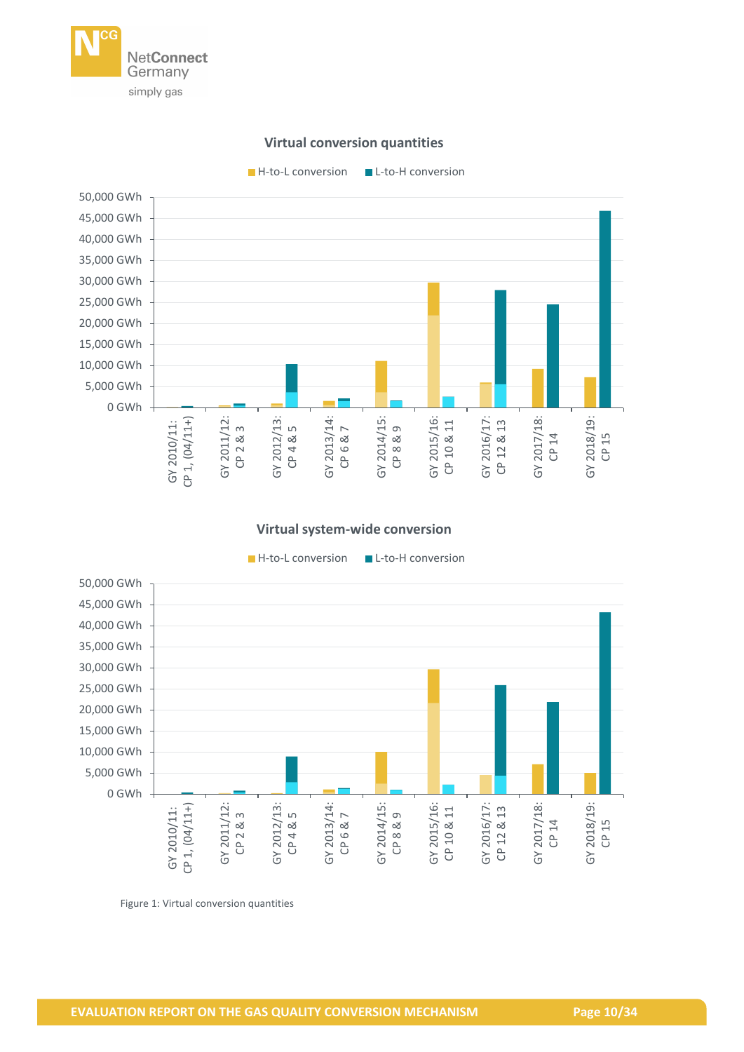**Virtual conversion quantities**

H-to-L conversion | L-to-H conversion

**Virtual system-wide conversion**

H-to-L conversion | L-to-H conversion

Figure 1: Virtual conversion quantities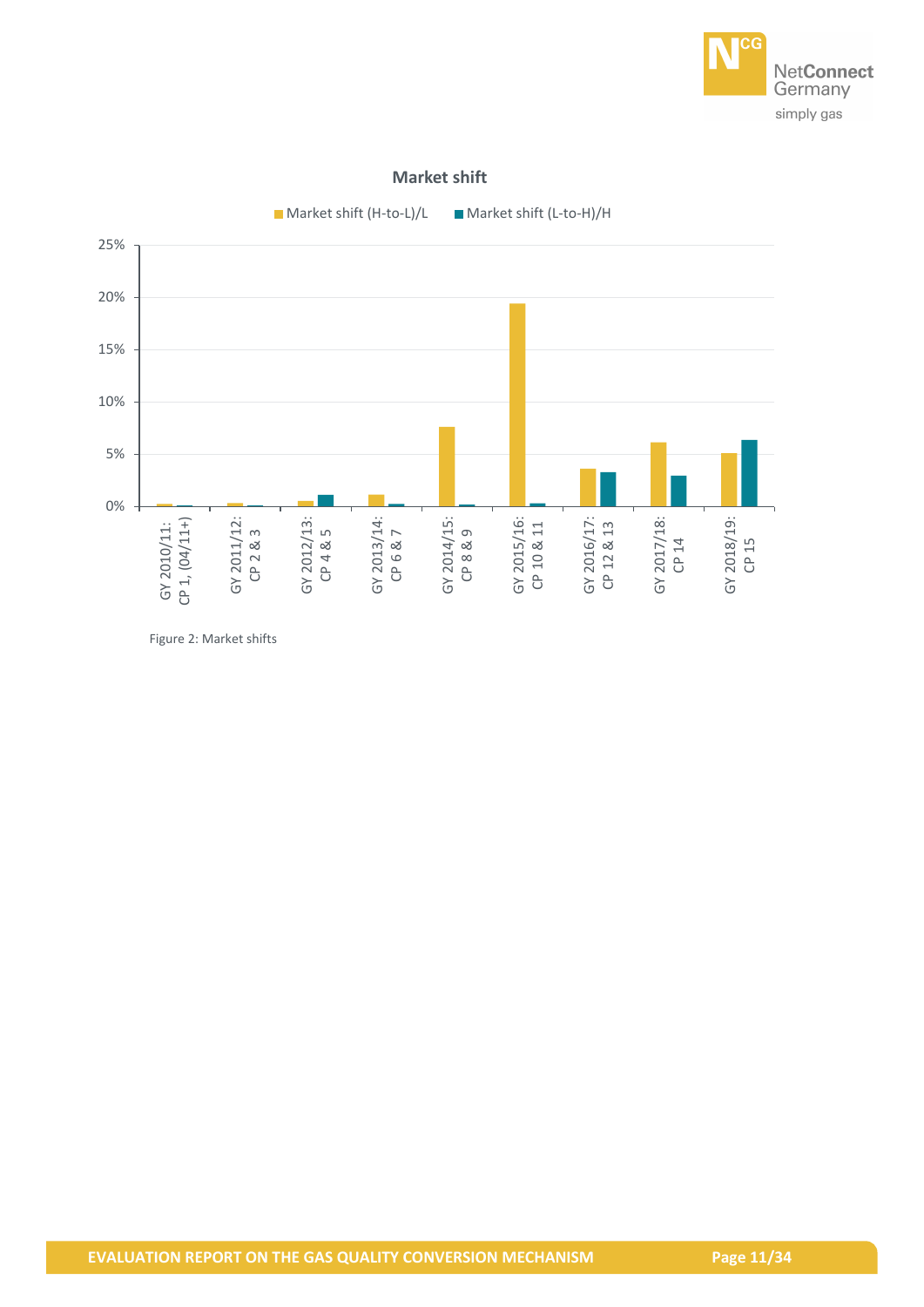**Market shift**

Market shift (H-to-L)/L   Market shift (L-to-H)/H

| Gas year | Market shift (H-to-L)/L | Market shift (L-to-H)/H |
|---|---|---|
| GY 2010/11: CP 1, (04/11+) | | |
| GY 2011/12: CP 2 & 3 | | |
| GY 2012/13: CP 4 & 5 | | |
| GY 2013/14: CP 6 & 7 | | |
| GY 2014/15: CP 8 & 9 | | |
| GY 2015/16: CP 10 & 11 | | |
| GY 2016/17: CP 12 & 13 | | |
| GY 2017/18: CP 14 | | |
| GY 2018/19: CP 15 | | |

Figure 2: Market shifts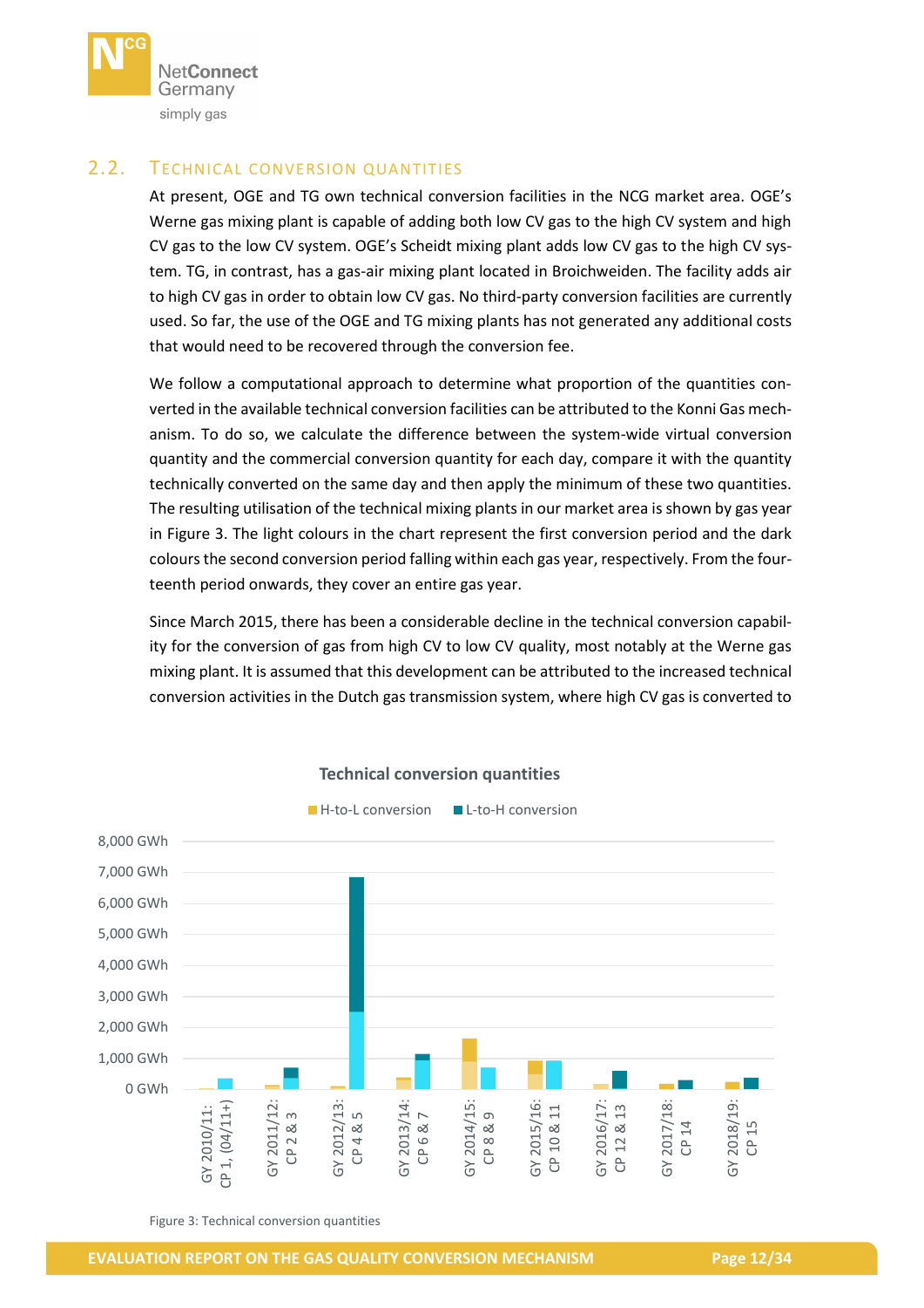## 2.2. Technical conversion quantities

At present, OGE and TG own technical conversion facilities in the NCG market area. OGE's Werne gas mixing plant is capable of adding both low CV gas to the high CV system and high CV gas to the low CV system. OGE's Scheidt mixing plant adds low CV gas to the high CV system. TG, in contrast, has a gas-air mixing plant located in Broichweiden. The facility adds air to high CV gas in order to obtain low CV gas. No third-party conversion facilities are currently used. So far, the use of the OGE and TG mixing plants has not generated any additional costs that would need to be recovered through the conversion fee.

We follow a computational approach to determine what proportion of the quantities converted in the available technical conversion facilities can be attributed to the Konni Gas mechanism. To do so, we calculate the difference between the system-wide virtual conversion quantity and the commercial conversion quantity for each day, compare it with the quantity technically converted on the same day and then apply the minimum of these two quantities. The resulting utilisation of the technical mixing plants in our market area is shown by gas year in Figure 3. The light colours in the chart represent the first conversion period and the dark colours the second conversion period falling within each gas year, respectively. From the fourteenth period onwards, they cover an entire gas year.

Since March 2015, there has been a considerable decline in the technical conversion capability for the conversion of gas from high CV to low CV quality, most notably at the Werne gas mixing plant. It is assumed that this development can be attributed to the increased technical conversion activities in the Dutch gas transmission system, where high CV gas is converted to

Figure 3: Technical conversion quantities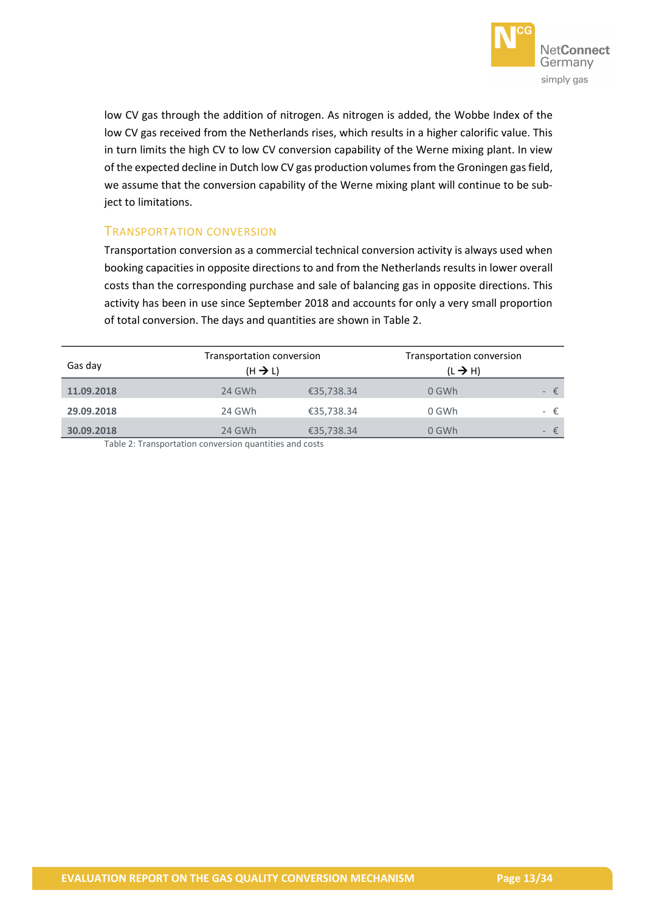low CV gas through the addition of nitrogen. As nitrogen is added, the Wobbe Index of the low CV gas received from the Netherlands rises, which results in a higher calorific value. This in turn limits the high CV to low CV conversion capability of the Werne mixing plant. In view of the expected decline in Dutch low CV gas production volumes from the Groningen gas field, we assume that the conversion capability of the Werne mixing plant will continue to be subject to limitations.

### Transportation conversion

Transportation conversion as a commercial technical conversion activity is always used when booking capacities in opposite directions to and from the Netherlands results in lower overall costs than the corresponding purchase and sale of balancing gas in opposite directions. This activity has been in use since September 2018 and accounts for only a very small proportion of total conversion. The days and quantities are shown in Table 2.

| Gas day | Transportation conversion (H → L) | | Transportation conversion (L → H) | |
|---|---|---|---|---|
| **11.09.2018** | 24 GWh | €35,738.34 | 0 GWh | - € |
| **29.09.2018** | 24 GWh | €35,738.34 | 0 GWh | - € |
| **30.09.2018** | 24 GWh | €35,738.34 | 0 GWh | - € |

Table 2: Transportation conversion quantities and costs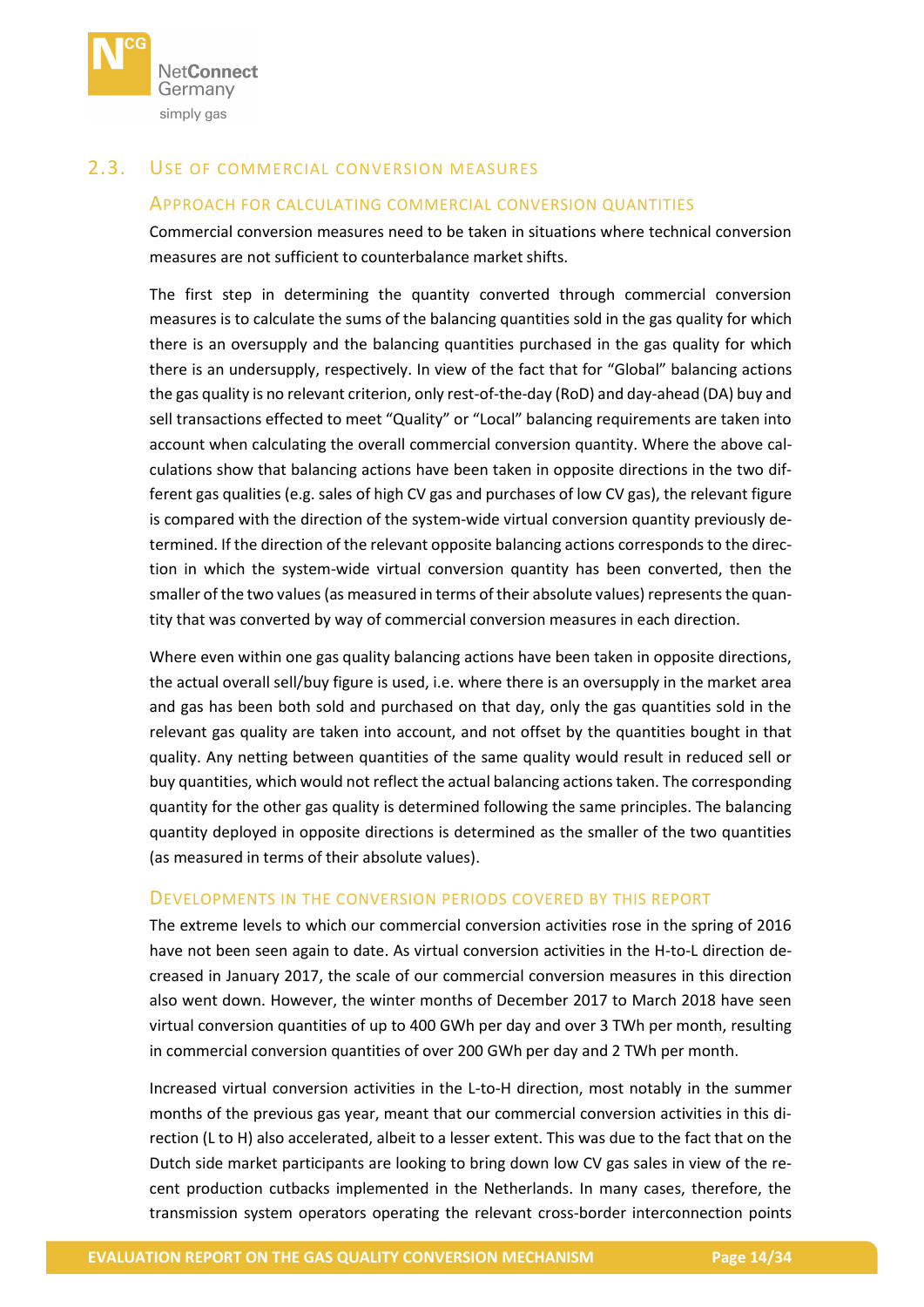## 2.3. Use of commercial conversion measures

### Approach for calculating commercial conversion quantities

Commercial conversion measures need to be taken in situations where technical conversion measures are not sufficient to counterbalance market shifts.

The first step in determining the quantity converted through commercial conversion measures is to calculate the sums of the balancing quantities sold in the gas quality for which there is an oversupply and the balancing quantities purchased in the gas quality for which there is an undersupply, respectively. In view of the fact that for "Global" balancing actions the gas quality is no relevant criterion, only rest-of-the-day (RoD) and day-ahead (DA) buy and sell transactions effected to meet "Quality" or "Local" balancing requirements are taken into account when calculating the overall commercial conversion quantity. Where the above calculations show that balancing actions have been taken in opposite directions in the two different gas qualities (e.g. sales of high CV gas and purchases of low CV gas), the relevant figure is compared with the direction of the system-wide virtual conversion quantity previously determined. If the direction of the relevant opposite balancing actions corresponds to the direction in which the system-wide virtual conversion quantity has been converted, then the smaller of the two values (as measured in terms of their absolute values) represents the quantity that was converted by way of commercial conversion measures in each direction.

Where even within one gas quality balancing actions have been taken in opposite directions, the actual overall sell/buy figure is used, i.e. where there is an oversupply in the market area and gas has been both sold and purchased on that day, only the gas quantities sold in the relevant gas quality are taken into account, and not offset by the quantities bought in that quality. Any netting between quantities of the same quality would result in reduced sell or buy quantities, which would not reflect the actual balancing actions taken. The corresponding quantity for the other gas quality is determined following the same principles. The balancing quantity deployed in opposite directions is determined as the smaller of the two quantities (as measured in terms of their absolute values).

### Developments in the conversion periods covered by this report

The extreme levels to which our commercial conversion activities rose in the spring of 2016 have not been seen again to date. As virtual conversion activities in the H-to-L direction decreased in January 2017, the scale of our commercial conversion measures in this direction also went down. However, the winter months of December 2017 to March 2018 have seen virtual conversion quantities of up to 400 GWh per day and over 3 TWh per month, resulting in commercial conversion quantities of over 200 GWh per day and 2 TWh per month.

Increased virtual conversion activities in the L-to-H direction, most notably in the summer months of the previous gas year, meant that our commercial conversion activities in this direction (L to H) also accelerated, albeit to a lesser extent. This was due to the fact that on the Dutch side market participants are looking to bring down low CV gas sales in view of the recent production cutbacks implemented in the Netherlands. In many cases, therefore, the transmission system operators operating the relevant cross-border interconnection points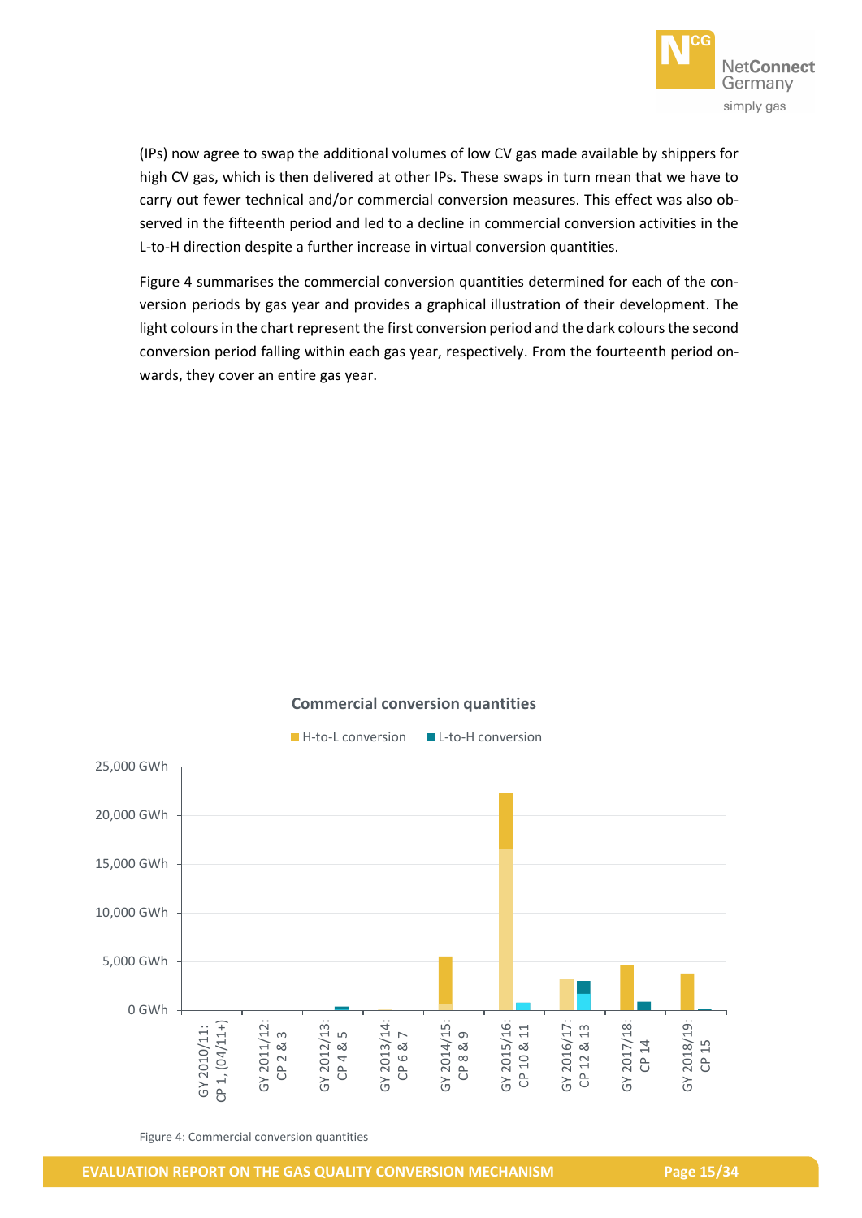(IPs) now agree to swap the additional volumes of low CV gas made available by shippers for high CV gas, which is then delivered at other IPs. These swaps in turn mean that we have to carry out fewer technical and/or commercial conversion measures. This effect was also observed in the fifteenth period and led to a decline in commercial conversion activities in the L-to-H direction despite a further increase in virtual conversion quantities.

Figure 4 summarises the commercial conversion quantities determined for each of the conversion periods by gas year and provides a graphical illustration of their development. The light colours in the chart represent the first conversion period and the dark colours the second conversion period falling within each gas year, respectively. From the fourteenth period onwards, they cover an entire gas year.

**Commercial conversion quantities**

H-to-L conversion | L-to-H conversion

25,000 GWh
20,000 GWh
15,000 GWh
10,000 GWh
5,000 GWh
0 GWh

GY 2010/11: CP 1, (04/11+) | GY 2011/12: CP 2 & 3 | GY 2012/13: CP 4 & 5 | GY 2013/14: CP 6 & 7 | GY 2014/15: CP 8 & 9 | GY 2015/16: CP 10 & 11 | GY 2016/17: CP 12 & 13 | GY 2017/18: CP 14 | GY 2018/19: CP 15

Figure 4: Commercial conversion quantities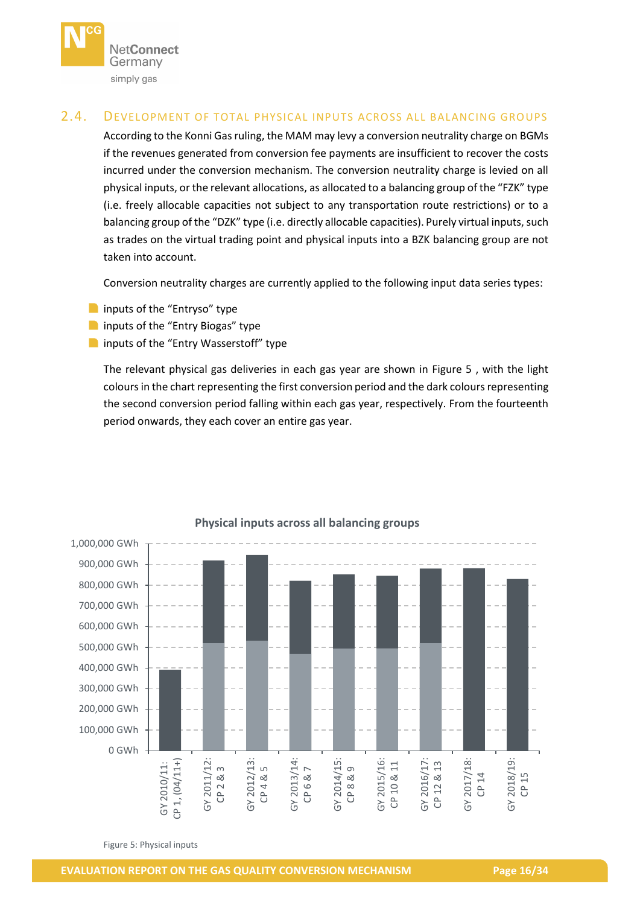## 2.4. Development of total physical inputs across all balancing groups

According to the Konni Gas ruling, the MAM may levy a conversion neutrality charge on BGMs if the revenues generated from conversion fee payments are insufficient to recover the costs incurred under the conversion mechanism. The conversion neutrality charge is levied on all physical inputs, or the relevant allocations, as allocated to a balancing group of the "FZK" type (i.e. freely allocable capacities not subject to any transportation route restrictions) or to a balancing group of the "DZK" type (i.e. directly allocable capacities). Purely virtual inputs, such as trades on the virtual trading point and physical inputs into a BZK balancing group are not taken into account.

Conversion neutrality charges are currently applied to the following input data series types:

- inputs of the "Entryso" type
- inputs of the "Entry Biogas" type
- inputs of the "Entry Wasserstoff" type

The relevant physical gas deliveries in each gas year are shown in Figure 5 , with the light colours in the chart representing the first conversion period and the dark colours representing the second conversion period falling within each gas year, respectively. From the fourteenth period onwards, they each cover an entire gas year.

**Physical inputs across all balancing groups**

Y-axis: 0 GWh – 1,000,000 GWh

X-axis categories: GY 2010/11: CP 1, (04/11+); GY 2011/12: CP 2 & 3; GY 2012/13: CP 4 & 5; GY 2013/14: CP 6 & 7; GY 2014/15: CP 8 & 9; GY 2015/16: CP 10 & 11; GY 2016/17: CP 12 & 13; GY 2017/18: CP 14; GY 2018/19: CP 15

Figure 5: Physical inputs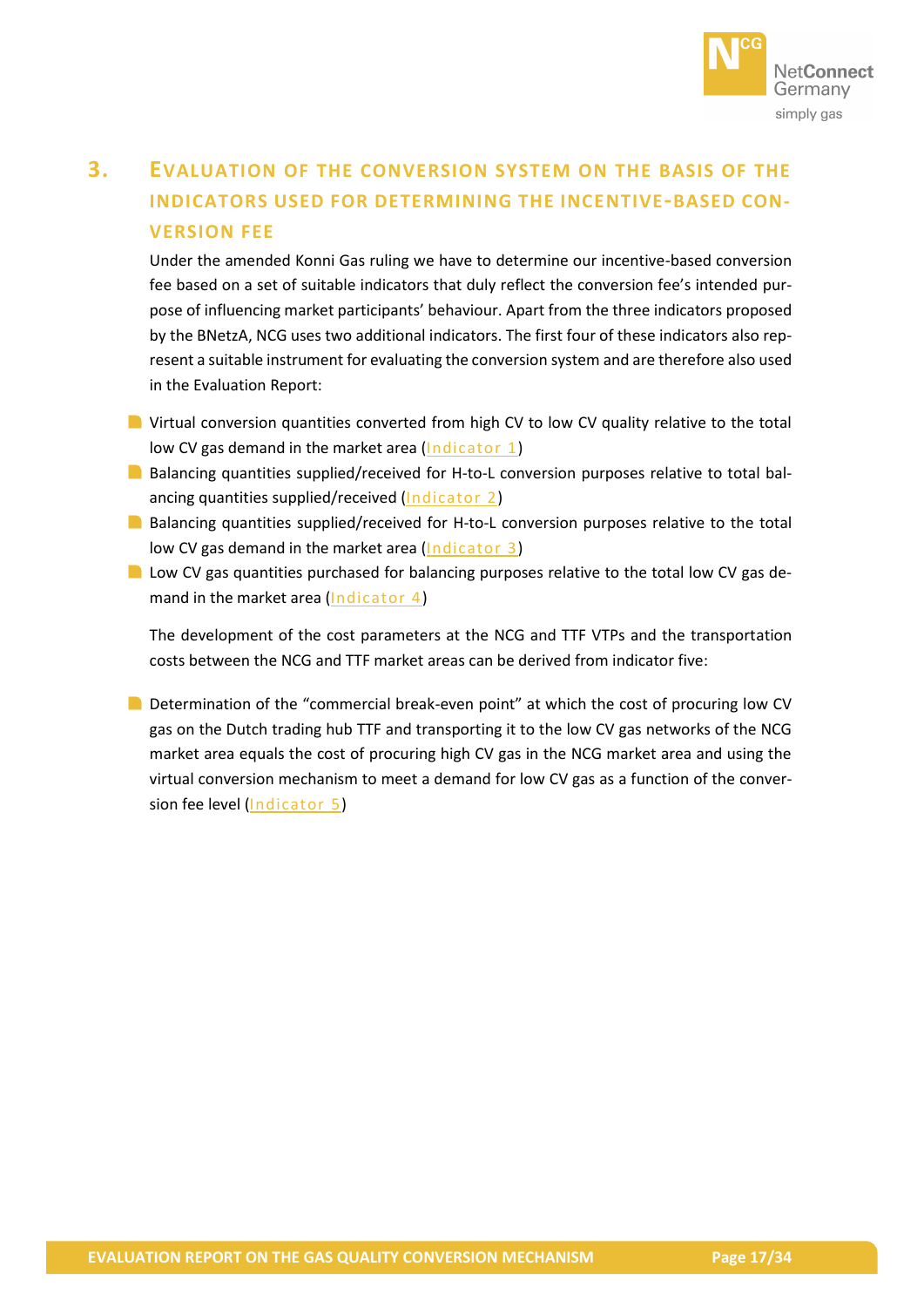# 3. Evaluation of the conversion system on the basis of the indicators used for determining the incentive-based conversion fee

Under the amended Konni Gas ruling we have to determine our incentive-based conversion fee based on a set of suitable indicators that duly reflect the conversion fee's intended purpose of influencing market participants' behaviour. Apart from the three indicators proposed by the BNetzA, NCG uses two additional indicators. The first four of these indicators also represent a suitable instrument for evaluating the conversion system and are therefore also used in the Evaluation Report:

- Virtual conversion quantities converted from high CV to low CV quality relative to the total low CV gas demand in the market area (Indicator 1)
- Balancing quantities supplied/received for H-to-L conversion purposes relative to total balancing quantities supplied/received (Indicator 2)
- Balancing quantities supplied/received for H-to-L conversion purposes relative to the total low CV gas demand in the market area (Indicator 3)
- Low CV gas quantities purchased for balancing purposes relative to the total low CV gas demand in the market area (Indicator 4)

The development of the cost parameters at the NCG and TTF VTPs and the transportation costs between the NCG and TTF market areas can be derived from indicator five:

- Determination of the "commercial break-even point" at which the cost of procuring low CV gas on the Dutch trading hub TTF and transporting it to the low CV gas networks of the NCG market area equals the cost of procuring high CV gas in the NCG market area and using the virtual conversion mechanism to meet a demand for low CV gas as a function of the conversion fee level (Indicator 5)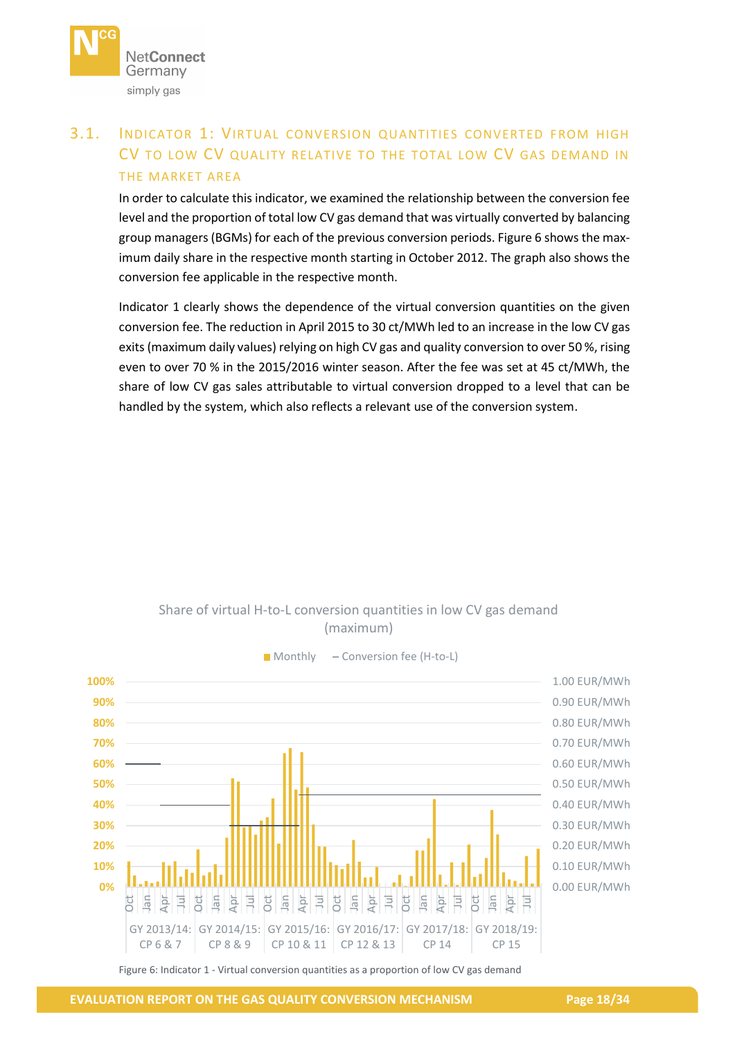## 3.1. Indicator 1: Virtual conversion quantities converted from high CV to low CV quality relative to the total low CV gas demand in the market area

In order to calculate this indicator, we examined the relationship between the conversion fee level and the proportion of total low CV gas demand that was virtually converted by balancing group managers (BGMs) for each of the previous conversion periods. Figure 6 shows the maximum daily share in the respective month starting in October 2012. The graph also shows the conversion fee applicable in the respective month.

Indicator 1 clearly shows the dependence of the virtual conversion quantities on the given conversion fee. The reduction in April 2015 to 30 ct/MWh led to an increase in the low CV gas exits (maximum daily values) relying on high CV gas and quality conversion to over 50 %, rising even to over 70 % in the 2015/2016 winter season. After the fee was set at 45 ct/MWh, the share of low CV gas sales attributable to virtual conversion dropped to a level that can be handled by the system, which also reflects a relevant use of the conversion system.

Share of virtual H-to-L conversion quantities in low CV gas demand (maximum)

Monthly – Conversion fee (H-to-L)

GY 2013/14: CP 6 & 7 | GY 2014/15: CP 8 & 9 | GY 2015/16: CP 10 & 11 | GY 2016/17: CP 12 & 13 | GY 2017/18: CP 14 | GY 2018/19: CP 15

Figure 6: Indicator 1 - Virtual conversion quantities as a proportion of low CV gas demand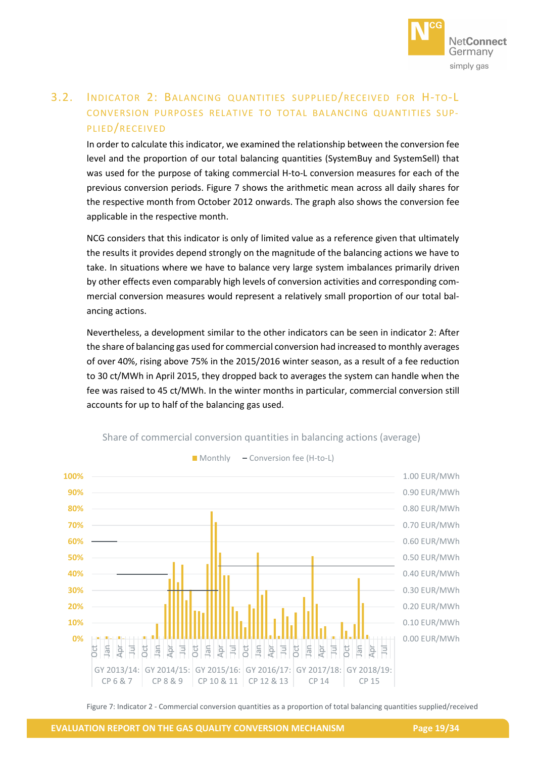## 3.2. Indicator 2: Balancing quantities supplied/received for H-to-L conversion purposes relative to total balancing quantities supplied/received

In order to calculate this indicator, we examined the relationship between the conversion fee level and the proportion of our total balancing quantities (SystemBuy and SystemSell) that was used for the purpose of taking commercial H-to-L conversion measures for each of the previous conversion periods. Figure 7 shows the arithmetic mean across all daily shares for the respective month from October 2012 onwards. The graph also shows the conversion fee applicable in the respective month.

NCG considers that this indicator is only of limited value as a reference given that ultimately the results it provides depend strongly on the magnitude of the balancing actions we have to take. In situations where we have to balance very large system imbalances primarily driven by other effects even comparably high levels of conversion activities and corresponding commercial conversion measures would represent a relatively small proportion of our total balancing actions.

Nevertheless, a development similar to the other indicators can be seen in indicator 2: After the share of balancing gas used for commercial conversion had increased to monthly averages of over 40%, rising above 75% in the 2015/2016 winter season, as a result of a fee reduction to 30 ct/MWh in April 2015, they dropped back to averages the system can handle when the fee was raised to 45 ct/MWh. In the winter months in particular, commercial conversion still accounts for up to half of the balancing gas used.

Figure 7: Indicator 2 - Commercial conversion quantities as a proportion of total balancing quantities supplied/received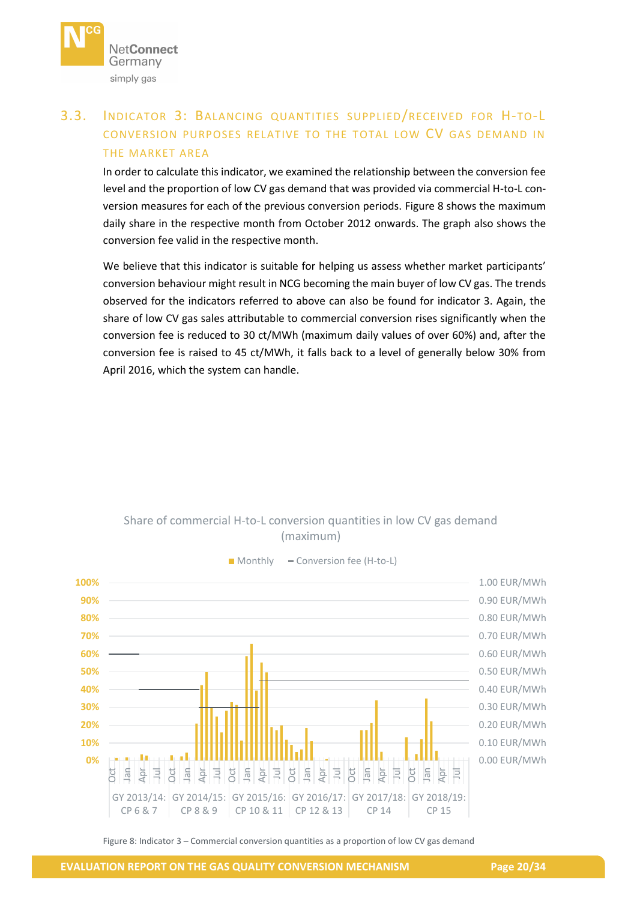## 3.3. Indicator 3: Balancing quantities supplied/received for H-to-L conversion purposes relative to the total low CV gas demand in the market area

In order to calculate this indicator, we examined the relationship between the conversion fee level and the proportion of low CV gas demand that was provided via commercial H-to-L conversion measures for each of the previous conversion periods. Figure 8 shows the maximum daily share in the respective month from October 2012 onwards. The graph also shows the conversion fee valid in the respective month.

We believe that this indicator is suitable for helping us assess whether market participants' conversion behaviour might result in NCG becoming the main buyer of low CV gas. The trends observed for the indicators referred to above can also be found for indicator 3. Again, the share of low CV gas sales attributable to commercial conversion rises significantly when the conversion fee is reduced to 30 ct/MWh (maximum daily values of over 60%) and, after the conversion fee is raised to 45 ct/MWh, it falls back to a level of generally below 30% from April 2016, which the system can handle.

Share of commercial H-to-L conversion quantities in low CV gas demand (maximum)

Figure 8: Indicator 3 – Commercial conversion quantities as a proportion of low CV gas demand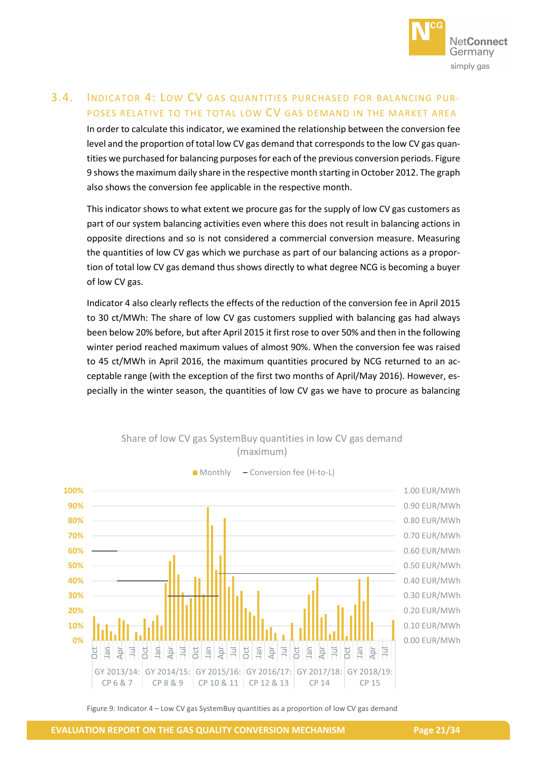## 3.4. Indicator 4: Low CV gas quantities purchased for balancing purposes relative to the total low CV gas demand in the market area

In order to calculate this indicator, we examined the relationship between the conversion fee level and the proportion of total low CV gas demand that corresponds to the low CV gas quantities we purchased for balancing purposes for each of the previous conversion periods. Figure 9 shows the maximum daily share in the respective month starting in October 2012. The graph also shows the conversion fee applicable in the respective month.

This indicator shows to what extent we procure gas for the supply of low CV gas customers as part of our system balancing activities even where this does not result in balancing actions in opposite directions and so is not considered a commercial conversion measure. Measuring the quantities of low CV gas which we purchase as part of our balancing actions as a proportion of total low CV gas demand thus shows directly to what degree NCG is becoming a buyer of low CV gas.

Indicator 4 also clearly reflects the effects of the reduction of the conversion fee in April 2015 to 30 ct/MWh: The share of low CV gas customers supplied with balancing gas had always been below 20% before, but after April 2015 it first rose to over 50% and then in the following winter period reached maximum values of almost 90%. When the conversion fee was raised to 45 ct/MWh in April 2016, the maximum quantities procured by NCG returned to an acceptable range (with the exception of the first two months of April/May 2016). However, especially in the winter season, the quantities of low CV gas we have to procure as balancing

Share of low CV gas SystemBuy quantities in low CV gas demand (maximum)

Monthly — Conversion fee (H-to-L)

GY 2013/14: CP 6 & 7 | GY 2014/15: CP 8 & 9 | GY 2015/16: CP 10 & 11 | GY 2016/17: CP 12 & 13 | GY 2017/18: CP 14 | GY 2018/19: CP 15

Figure 9: Indicator 4 – Low CV gas SystemBuy quantities as a proportion of low CV gas demand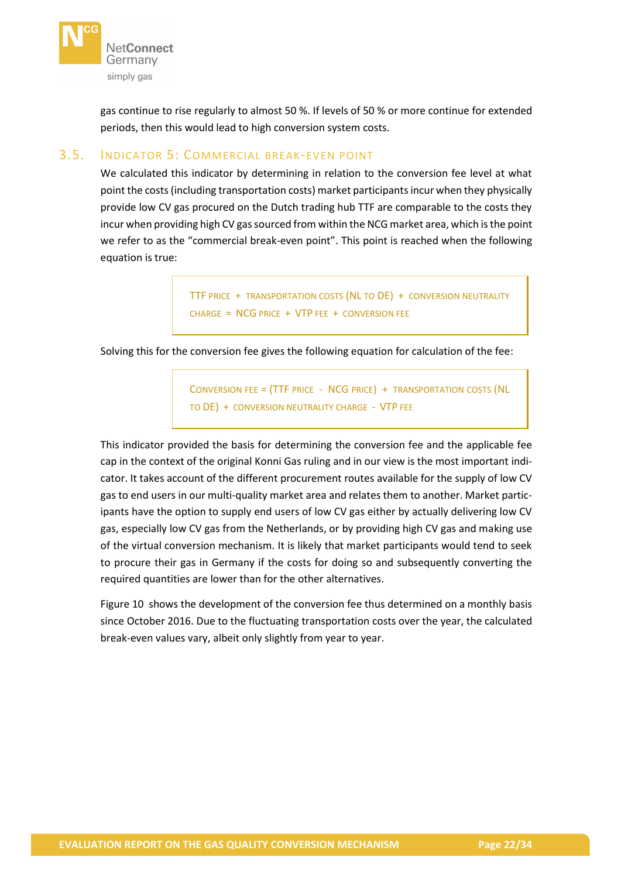gas continue to rise regularly to almost 50 %. If levels of 50 % or more continue for extended periods, then this would lead to high conversion system costs.

## 3.5. Indicator 5: Commercial break-even point

We calculated this indicator by determining in relation to the conversion fee level at what point the costs (including transportation costs) market participants incur when they physically provide low CV gas procured on the Dutch trading hub TTF are comparable to the costs they incur when providing high CV gas sourced from within the NCG market area, which is the point we refer to as the "commercial break-even point". This point is reached when the following equation is true:

> TTF PRICE + TRANSPORTATION COSTS (NL TO DE) + CONVERSION NEUTRALITY CHARGE = NCG PRICE + VTP FEE + CONVERSION FEE

Solving this for the conversion fee gives the following equation for calculation of the fee:

> CONVERSION FEE = (TTF PRICE - NCG PRICE) + TRANSPORTATION COSTS (NL TO DE) + CONVERSION NEUTRALITY CHARGE - VTP FEE

This indicator provided the basis for determining the conversion fee and the applicable fee cap in the context of the original Konni Gas ruling and in our view is the most important indicator. It takes account of the different procurement routes available for the supply of low CV gas to end users in our multi-quality market area and relates them to another. Market participants have the option to supply end users of low CV gas either by actually delivering low CV gas, especially low CV gas from the Netherlands, or by providing high CV gas and making use of the virtual conversion mechanism. It is likely that market participants would tend to seek to procure their gas in Germany if the costs for doing so and subsequently converting the required quantities are lower than for the other alternatives.

Figure 10 shows the development of the conversion fee thus determined on a monthly basis since October 2016. Due to the fluctuating transportation costs over the year, the calculated break-even values vary, albeit only slightly from year to year.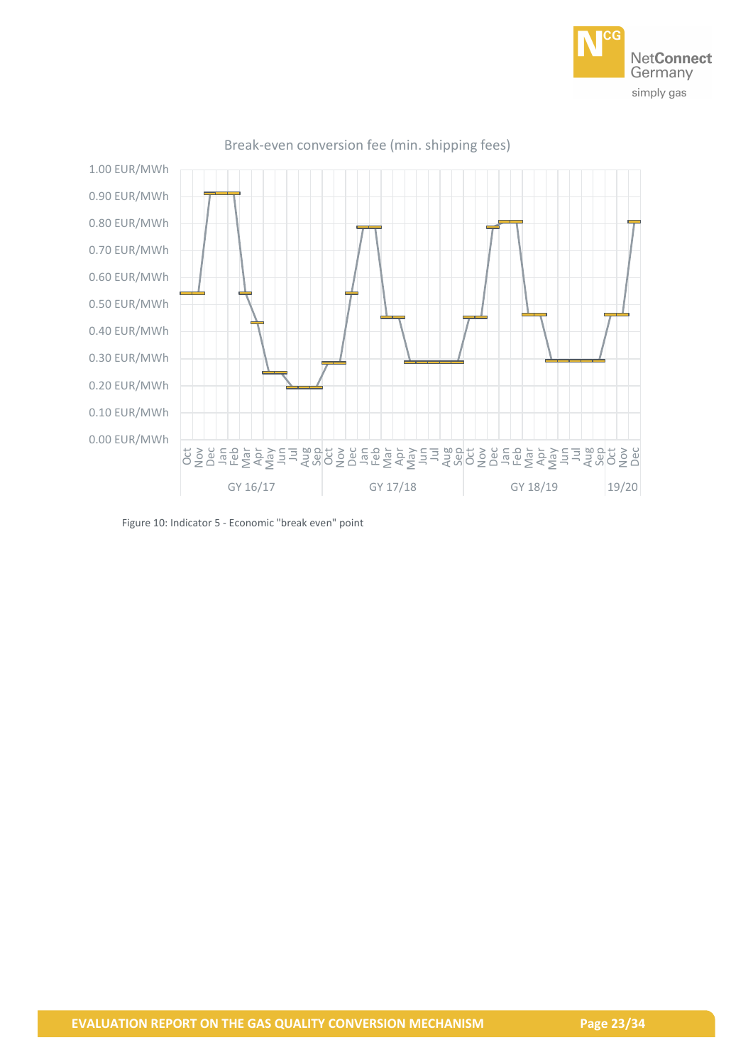Break-even conversion fee (min. shipping fees)

Figure 10: Indicator 5 - Economic "break even" point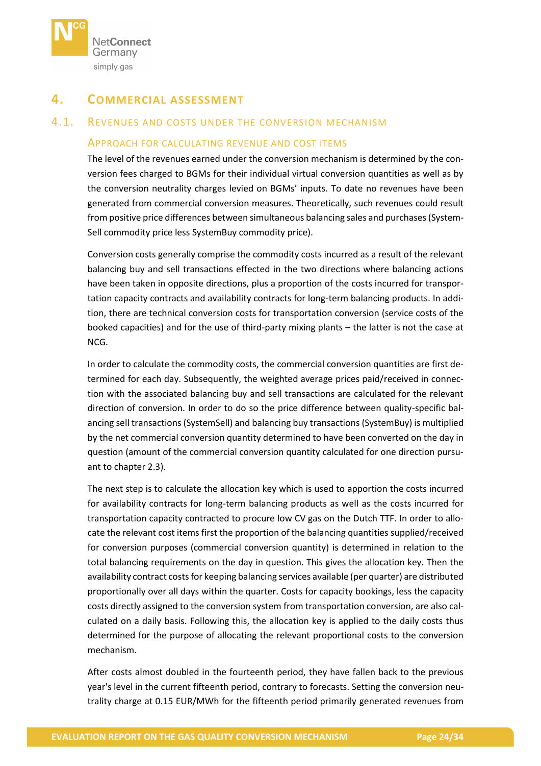# 4. Commercial assessment

## 4.1. Revenues and costs under the conversion mechanism

### Approach for calculating revenue and cost items

The level of the revenues earned under the conversion mechanism is determined by the conversion fees charged to BGMs for their individual virtual conversion quantities as well as by the conversion neutrality charges levied on BGMs' inputs. To date no revenues have been generated from commercial conversion measures. Theoretically, such revenues could result from positive price differences between simultaneous balancing sales and purchases (SystemSell commodity price less SystemBuy commodity price).

Conversion costs generally comprise the commodity costs incurred as a result of the relevant balancing buy and sell transactions effected in the two directions where balancing actions have been taken in opposite directions, plus a proportion of the costs incurred for transportation capacity contracts and availability contracts for long-term balancing products. In addition, there are technical conversion costs for transportation conversion (service costs of the booked capacities) and for the use of third-party mixing plants – the latter is not the case at NCG.

In order to calculate the commodity costs, the commercial conversion quantities are first determined for each day. Subsequently, the weighted average prices paid/received in connection with the associated balancing buy and sell transactions are calculated for the relevant direction of conversion. In order to do so the price difference between quality-specific balancing sell transactions (SystemSell) and balancing buy transactions (SystemBuy) is multiplied by the net commercial conversion quantity determined to have been converted on the day in question (amount of the commercial conversion quantity calculated for one direction pursuant to chapter 2.3).

The next step is to calculate the allocation key which is used to apportion the costs incurred for availability contracts for long-term balancing products as well as the costs incurred for transportation capacity contracted to procure low CV gas on the Dutch TTF. In order to allocate the relevant cost items first the proportion of the balancing quantities supplied/received for conversion purposes (commercial conversion quantity) is determined in relation to the total balancing requirements on the day in question. This gives the allocation key. Then the availability contract costs for keeping balancing services available (per quarter) are distributed proportionally over all days within the quarter. Costs for capacity bookings, less the capacity costs directly assigned to the conversion system from transportation conversion, are also calculated on a daily basis. Following this, the allocation key is applied to the daily costs thus determined for the purpose of allocating the relevant proportional costs to the conversion mechanism.

After costs almost doubled in the fourteenth period, they have fallen back to the previous year's level in the current fifteenth period, contrary to forecasts. Setting the conversion neutrality charge at 0.15 EUR/MWh for the fifteenth period primarily generated revenues from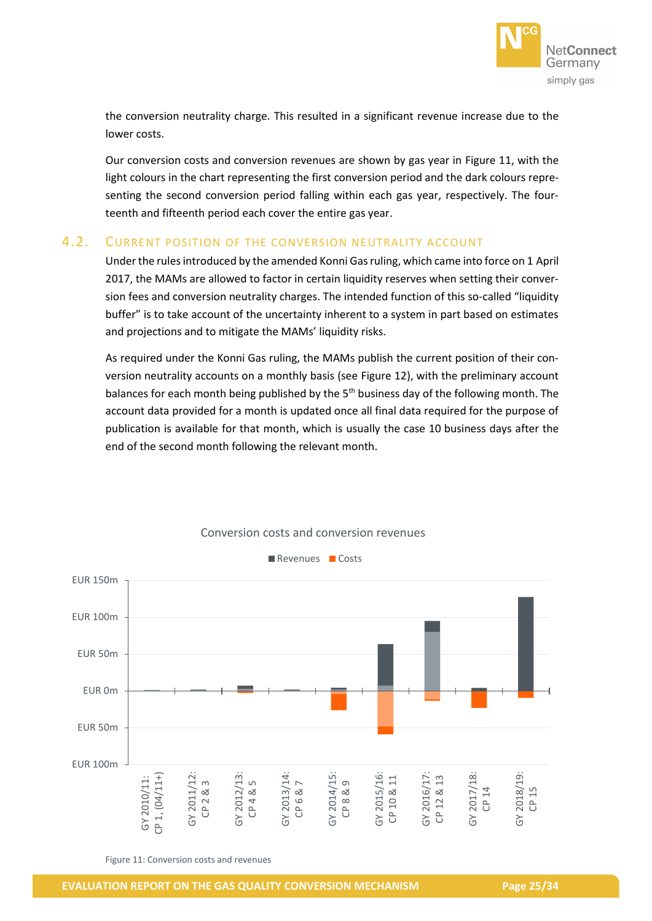the conversion neutrality charge. This resulted in a significant revenue increase due to the lower costs.

Our conversion costs and conversion revenues are shown by gas year in Figure 11, with the light colours in the chart representing the first conversion period and the dark colours representing the second conversion period falling within each gas year, respectively. The fourteenth and fifteenth period each cover the entire gas year.

## 4.2. Current position of the conversion neutrality account

Under the rules introduced by the amended Konni Gas ruling, which came into force on 1 April 2017, the MAMs are allowed to factor in certain liquidity reserves when setting their conversion fees and conversion neutrality charges. The intended function of this so-called "liquidity buffer" is to take account of the uncertainty inherent to a system in part based on estimates and projections and to mitigate the MAMs' liquidity risks.

As required under the Konni Gas ruling, the MAMs publish the current position of their conversion neutrality accounts on a monthly basis (see Figure 12), with the preliminary account balances for each month being published by the 5th business day of the following month. The account data provided for a month is updated once all final data required for the purpose of publication is available for that month, which is usually the case 10 business days after the end of the second month following the relevant month.

Conversion costs and conversion revenues

Revenues | Costs

Figure 11: Conversion costs and revenues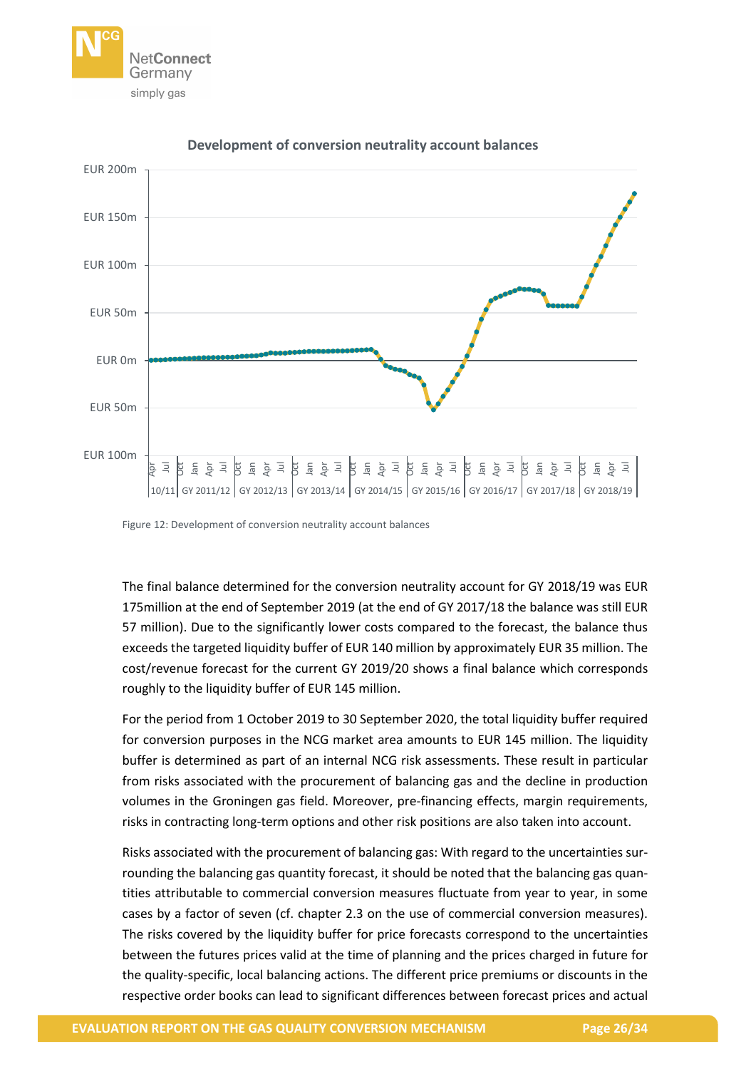Development of conversion neutrality account balances

Figure 12: Development of conversion neutrality account balances

The final balance determined for the conversion neutrality account for GY 2018/19 was EUR 175million at the end of September 2019 (at the end of GY 2017/18 the balance was still EUR 57 million). Due to the significantly lower costs compared to the forecast, the balance thus exceeds the targeted liquidity buffer of EUR 140 million by approximately EUR 35 million. The cost/revenue forecast for the current GY 2019/20 shows a final balance which corresponds roughly to the liquidity buffer of EUR 145 million.

For the period from 1 October 2019 to 30 September 2020, the total liquidity buffer required for conversion purposes in the NCG market area amounts to EUR 145 million. The liquidity buffer is determined as part of an internal NCG risk assessments. These result in particular from risks associated with the procurement of balancing gas and the decline in production volumes in the Groningen gas field. Moreover, pre-financing effects, margin requirements, risks in contracting long-term options and other risk positions are also taken into account.

Risks associated with the procurement of balancing gas: With regard to the uncertainties surrounding the balancing gas quantity forecast, it should be noted that the balancing gas quantities attributable to commercial conversion measures fluctuate from year to year, in some cases by a factor of seven (cf. chapter 2.3 on the use of commercial conversion measures). The risks covered by the liquidity buffer for price forecasts correspond to the uncertainties between the futures prices valid at the time of planning and the prices charged in future for the quality-specific, local balancing actions. The different price premiums or discounts in the respective order books can lead to significant differences between forecast prices and actual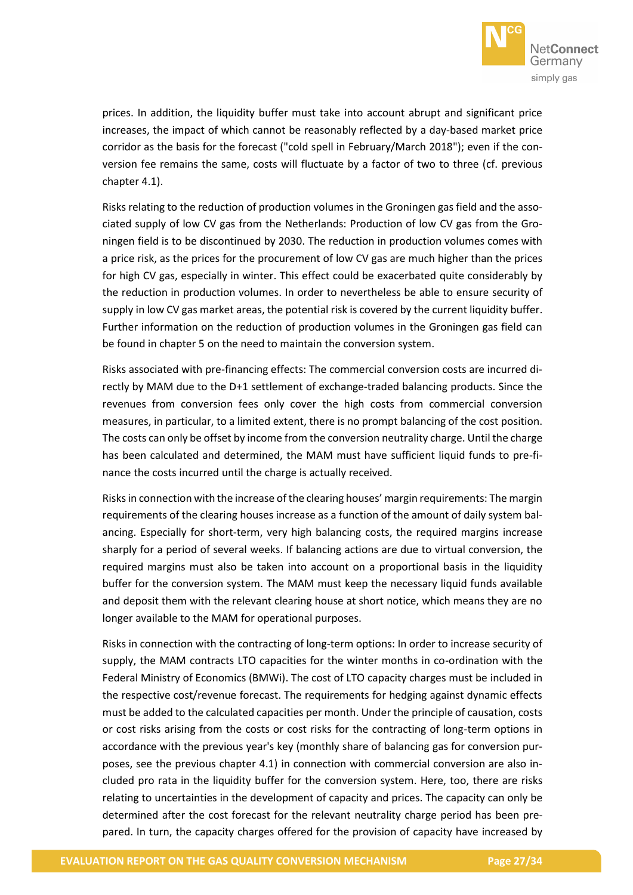prices. In addition, the liquidity buffer must take into account abrupt and significant price increases, the impact of which cannot be reasonably reflected by a day-based market price corridor as the basis for the forecast ("cold spell in February/March 2018"); even if the conversion fee remains the same, costs will fluctuate by a factor of two to three (cf. previous chapter 4.1).

Risks relating to the reduction of production volumes in the Groningen gas field and the associated supply of low CV gas from the Netherlands: Production of low CV gas from the Groningen field is to be discontinued by 2030. The reduction in production volumes comes with a price risk, as the prices for the procurement of low CV gas are much higher than the prices for high CV gas, especially in winter. This effect could be exacerbated quite considerably by the reduction in production volumes. In order to nevertheless be able to ensure security of supply in low CV gas market areas, the potential risk is covered by the current liquidity buffer. Further information on the reduction of production volumes in the Groningen gas field can be found in chapter 5 on the need to maintain the conversion system.

Risks associated with pre-financing effects: The commercial conversion costs are incurred directly by MAM due to the D+1 settlement of exchange-traded balancing products. Since the revenues from conversion fees only cover the high costs from commercial conversion measures, in particular, to a limited extent, there is no prompt balancing of the cost position. The costs can only be offset by income from the conversion neutrality charge. Until the charge has been calculated and determined, the MAM must have sufficient liquid funds to pre-finance the costs incurred until the charge is actually received.

Risks in connection with the increase of the clearing houses' margin requirements: The margin requirements of the clearing houses increase as a function of the amount of daily system balancing. Especially for short-term, very high balancing costs, the required margins increase sharply for a period of several weeks. If balancing actions are due to virtual conversion, the required margins must also be taken into account on a proportional basis in the liquidity buffer for the conversion system. The MAM must keep the necessary liquid funds available and deposit them with the relevant clearing house at short notice, which means they are no longer available to the MAM for operational purposes.

Risks in connection with the contracting of long-term options: In order to increase security of supply, the MAM contracts LTO capacities for the winter months in co-ordination with the Federal Ministry of Economics (BMWi). The cost of LTO capacity charges must be included in the respective cost/revenue forecast. The requirements for hedging against dynamic effects must be added to the calculated capacities per month. Under the principle of causation, costs or cost risks arising from the costs or cost risks for the contracting of long-term options in accordance with the previous year's key (monthly share of balancing gas for conversion purposes, see the previous chapter 4.1) in connection with commercial conversion are also included pro rata in the liquidity buffer for the conversion system. Here, too, there are risks relating to uncertainties in the development of capacity and prices. The capacity can only be determined after the cost forecast for the relevant neutrality charge period has been prepared. In turn, the capacity charges offered for the provision of capacity have increased by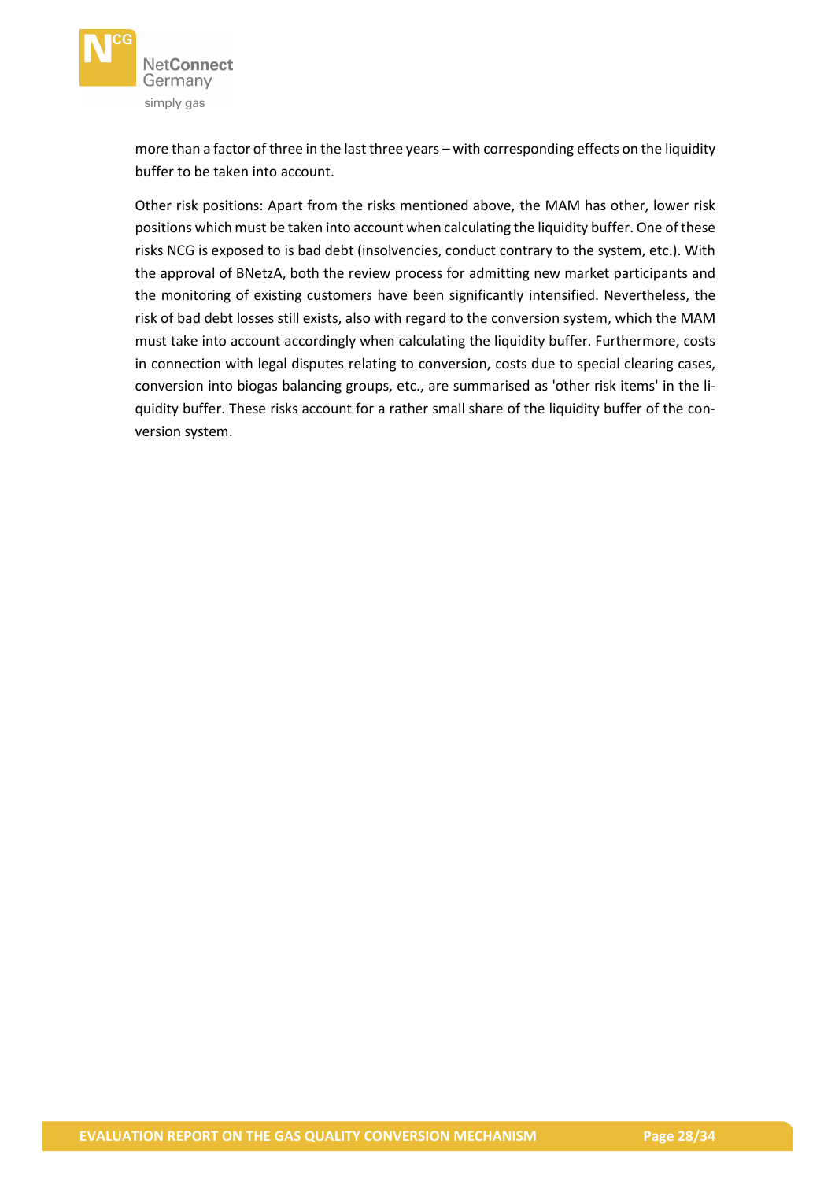more than a factor of three in the last three years – with corresponding effects on the liquidity buffer to be taken into account.

Other risk positions: Apart from the risks mentioned above, the MAM has other, lower risk positions which must be taken into account when calculating the liquidity buffer. One of these risks NCG is exposed to is bad debt (insolvencies, conduct contrary to the system, etc.). With the approval of BNetzA, both the review process for admitting new market participants and the monitoring of existing customers have been significantly intensified. Nevertheless, the risk of bad debt losses still exists, also with regard to the conversion system, which the MAM must take into account accordingly when calculating the liquidity buffer. Furthermore, costs in connection with legal disputes relating to conversion, costs due to special clearing cases, conversion into biogas balancing groups, etc., are summarised as 'other risk items' in the liquidity buffer. These risks account for a rather small share of the liquidity buffer of the conversion system.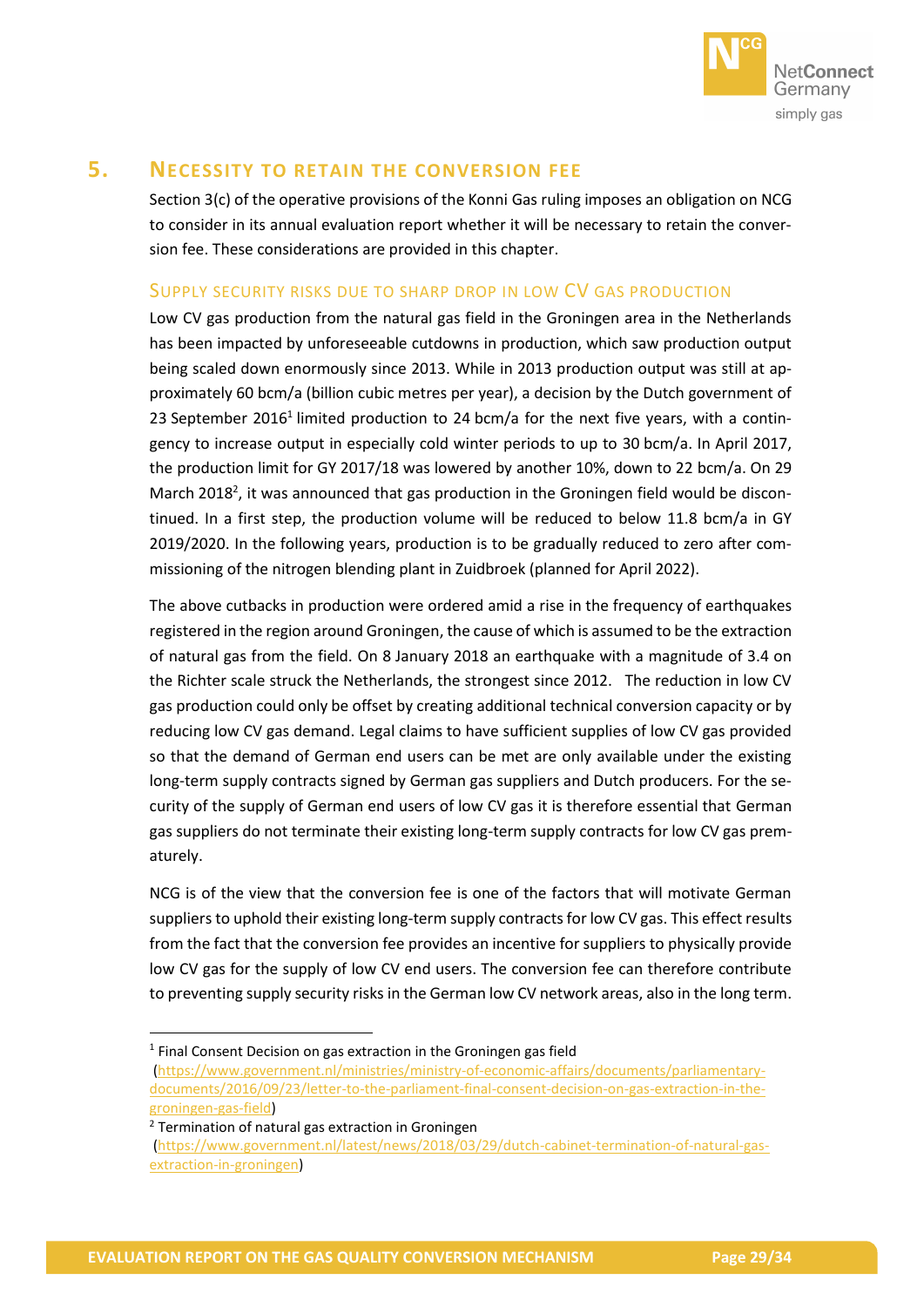# 5. Necessity to retain the conversion fee

Section 3(c) of the operative provisions of the Konni Gas ruling imposes an obligation on NCG to consider in its annual evaluation report whether it will be necessary to retain the conversion fee. These considerations are provided in this chapter.

## Supply security risks due to sharp drop in low CV gas production

Low CV gas production from the natural gas field in the Groningen area in the Netherlands has been impacted by unforeseeable cutdowns in production, which saw production output being scaled down enormously since 2013. While in 2013 production output was still at approximately 60 bcm/a (billion cubic metres per year), a decision by the Dutch government of 23 September 2016[1] limited production to 24 bcm/a for the next five years, with a contingency to increase output in especially cold winter periods to up to 30 bcm/a. In April 2017, the production limit for GY 2017/18 was lowered by another 10%, down to 22 bcm/a. On 29 March 2018[2], it was announced that gas production in the Groningen field would be discontinued. In a first step, the production volume will be reduced to below 11.8 bcm/a in GY 2019/2020. In the following years, production is to be gradually reduced to zero after commissioning of the nitrogen blending plant in Zuidbroek (planned for April 2022).

The above cutbacks in production were ordered amid a rise in the frequency of earthquakes registered in the region around Groningen, the cause of which is assumed to be the extraction of natural gas from the field. On 8 January 2018 an earthquake with a magnitude of 3.4 on the Richter scale struck the Netherlands, the strongest since 2012. The reduction in low CV gas production could only be offset by creating additional technical conversion capacity or by reducing low CV gas demand. Legal claims to have sufficient supplies of low CV gas provided so that the demand of German end users can be met are only available under the existing long-term supply contracts signed by German gas suppliers and Dutch producers. For the security of the supply of German end users of low CV gas it is therefore essential that German gas suppliers do not terminate their existing long-term supply contracts for low CV gas prematurely.

NCG is of the view that the conversion fee is one of the factors that will motivate German suppliers to uphold their existing long-term supply contracts for low CV gas. This effect results from the fact that the conversion fee provides an incentive for suppliers to physically provide low CV gas for the supply of low CV end users. The conversion fee can therefore contribute to preventing supply security risks in the German low CV network areas, also in the long term.

---

[1] Final Consent Decision on gas extraction in the Groningen gas field (https://www.government.nl/ministries/ministry-of-economic-affairs/documents/parliamentary-documents/2016/09/23/letter-to-the-parliament-final-consent-decision-on-gas-extraction-in-the-groningen-gas-field)

[2] Termination of natural gas extraction in Groningen (https://www.government.nl/latest/news/2018/03/29/dutch-cabinet-termination-of-natural-gas-extraction-in-groningen)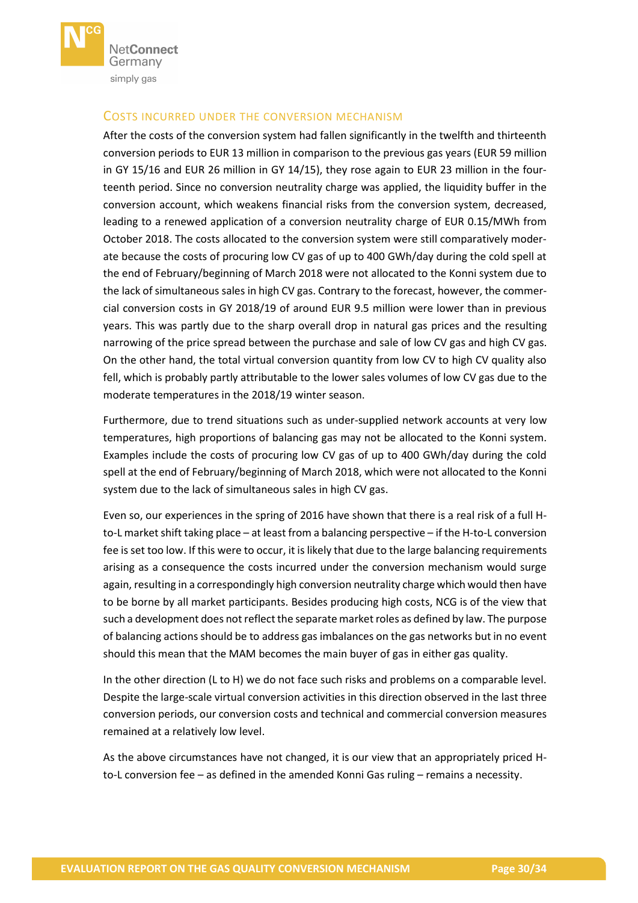## Costs incurred under the conversion mechanism

After the costs of the conversion system had fallen significantly in the twelfth and thirteenth conversion periods to EUR 13 million in comparison to the previous gas years (EUR 59 million in GY 15/16 and EUR 26 million in GY 14/15), they rose again to EUR 23 million in the fourteenth period. Since no conversion neutrality charge was applied, the liquidity buffer in the conversion account, which weakens financial risks from the conversion system, decreased, leading to a renewed application of a conversion neutrality charge of EUR 0.15/MWh from October 2018. The costs allocated to the conversion system were still comparatively moderate because the costs of procuring low CV gas of up to 400 GWh/day during the cold spell at the end of February/beginning of March 2018 were not allocated to the Konni system due to the lack of simultaneous sales in high CV gas. Contrary to the forecast, however, the commercial conversion costs in GY 2018/19 of around EUR 9.5 million were lower than in previous years. This was partly due to the sharp overall drop in natural gas prices and the resulting narrowing of the price spread between the purchase and sale of low CV gas and high CV gas. On the other hand, the total virtual conversion quantity from low CV to high CV quality also fell, which is probably partly attributable to the lower sales volumes of low CV gas due to the moderate temperatures in the 2018/19 winter season.

Furthermore, due to trend situations such as under-supplied network accounts at very low temperatures, high proportions of balancing gas may not be allocated to the Konni system. Examples include the costs of procuring low CV gas of up to 400 GWh/day during the cold spell at the end of February/beginning of March 2018, which were not allocated to the Konni system due to the lack of simultaneous sales in high CV gas.

Even so, our experiences in the spring of 2016 have shown that there is a real risk of a full H-to-L market shift taking place – at least from a balancing perspective – if the H-to-L conversion fee is set too low. If this were to occur, it is likely that due to the large balancing requirements arising as a consequence the costs incurred under the conversion mechanism would surge again, resulting in a correspondingly high conversion neutrality charge which would then have to be borne by all market participants. Besides producing high costs, NCG is of the view that such a development does not reflect the separate market roles as defined by law. The purpose of balancing actions should be to address gas imbalances on the gas networks but in no event should this mean that the MAM becomes the main buyer of gas in either gas quality.

In the other direction (L to H) we do not face such risks and problems on a comparable level. Despite the large-scale virtual conversion activities in this direction observed in the last three conversion periods, our conversion costs and technical and commercial conversion measures remained at a relatively low level.

As the above circumstances have not changed, it is our view that an appropriately priced H-to-L conversion fee – as defined in the amended Konni Gas ruling – remains a necessity.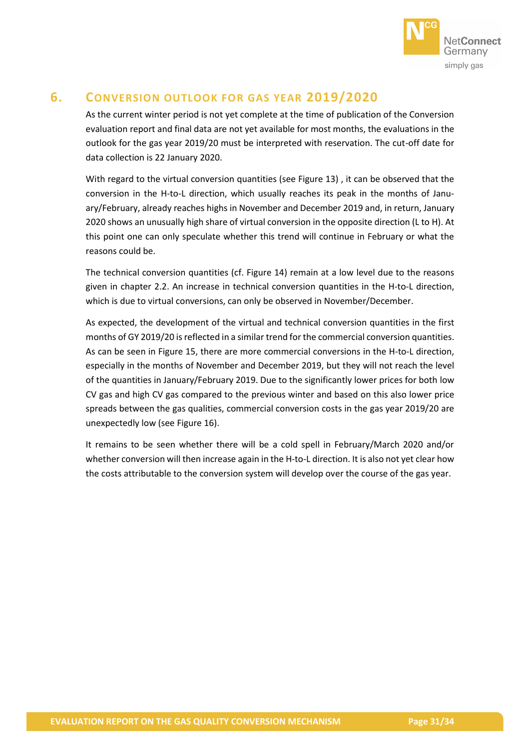# 6. Conversion outlook for gas year 2019/2020

As the current winter period is not yet complete at the time of publication of the Conversion evaluation report and final data are not yet available for most months, the evaluations in the outlook for the gas year 2019/20 must be interpreted with reservation. The cut-off date for data collection is 22 January 2020.

With regard to the virtual conversion quantities (see Figure 13) , it can be observed that the conversion in the H-to-L direction, which usually reaches its peak in the months of January/February, already reaches highs in November and December 2019 and, in return, January 2020 shows an unusually high share of virtual conversion in the opposite direction (L to H). At this point one can only speculate whether this trend will continue in February or what the reasons could be.

The technical conversion quantities (cf. Figure 14) remain at a low level due to the reasons given in chapter 2.2. An increase in technical conversion quantities in the H-to-L direction, which is due to virtual conversions, can only be observed in November/December.

As expected, the development of the virtual and technical conversion quantities in the first months of GY 2019/20 is reflected in a similar trend for the commercial conversion quantities. As can be seen in Figure 15, there are more commercial conversions in the H-to-L direction, especially in the months of November and December 2019, but they will not reach the level of the quantities in January/February 2019. Due to the significantly lower prices for both low CV gas and high CV gas compared to the previous winter and based on this also lower price spreads between the gas qualities, commercial conversion costs in the gas year 2019/20 are unexpectedly low (see Figure 16).

It remains to be seen whether there will be a cold spell in February/March 2020 and/or whether conversion will then increase again in the H-to-L direction. It is also not yet clear how the costs attributable to the conversion system will develop over the course of the gas year.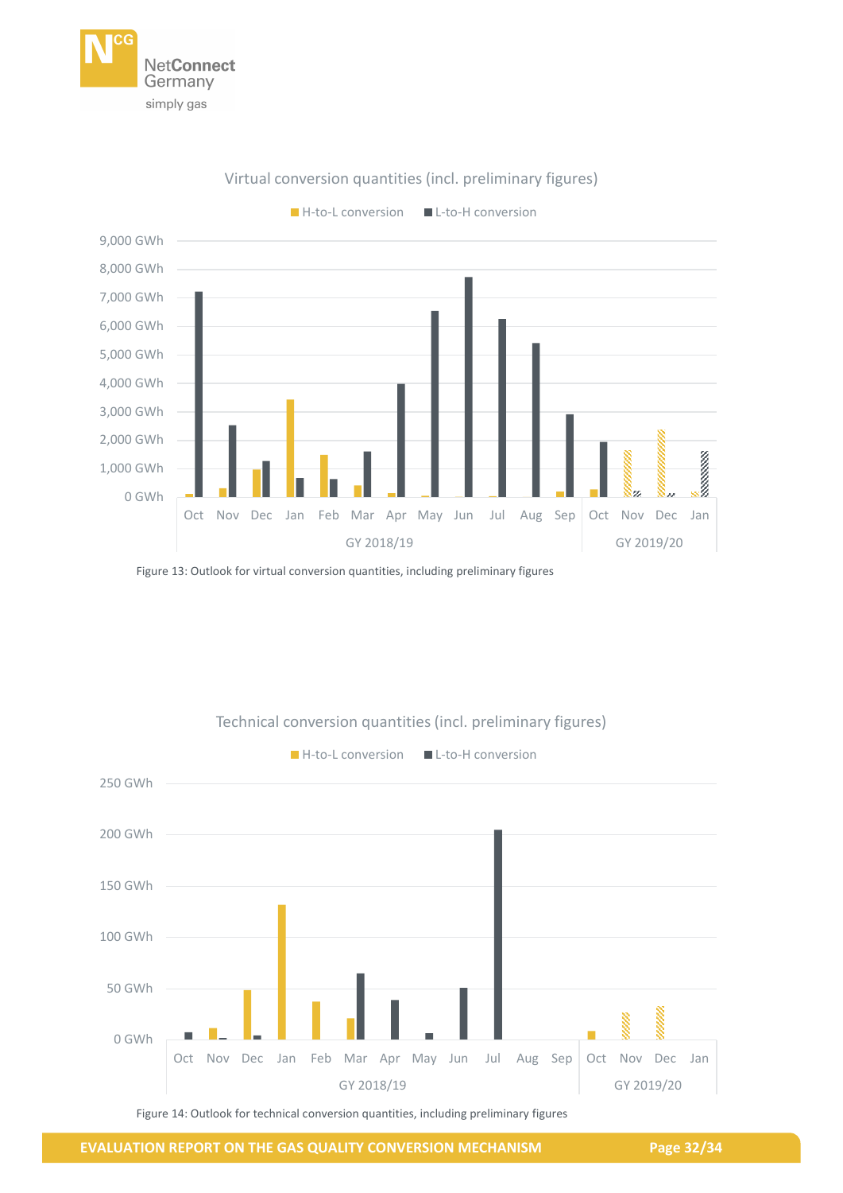Virtual conversion quantities (incl. preliminary figures)

H-to-L conversion | L-to-H conversion

Figure 13: Outlook for virtual conversion quantities, including preliminary figures

Technical conversion quantities (incl. preliminary figures)

H-to-L conversion | L-to-H conversion

Figure 14: Outlook for technical conversion quantities, including preliminary figures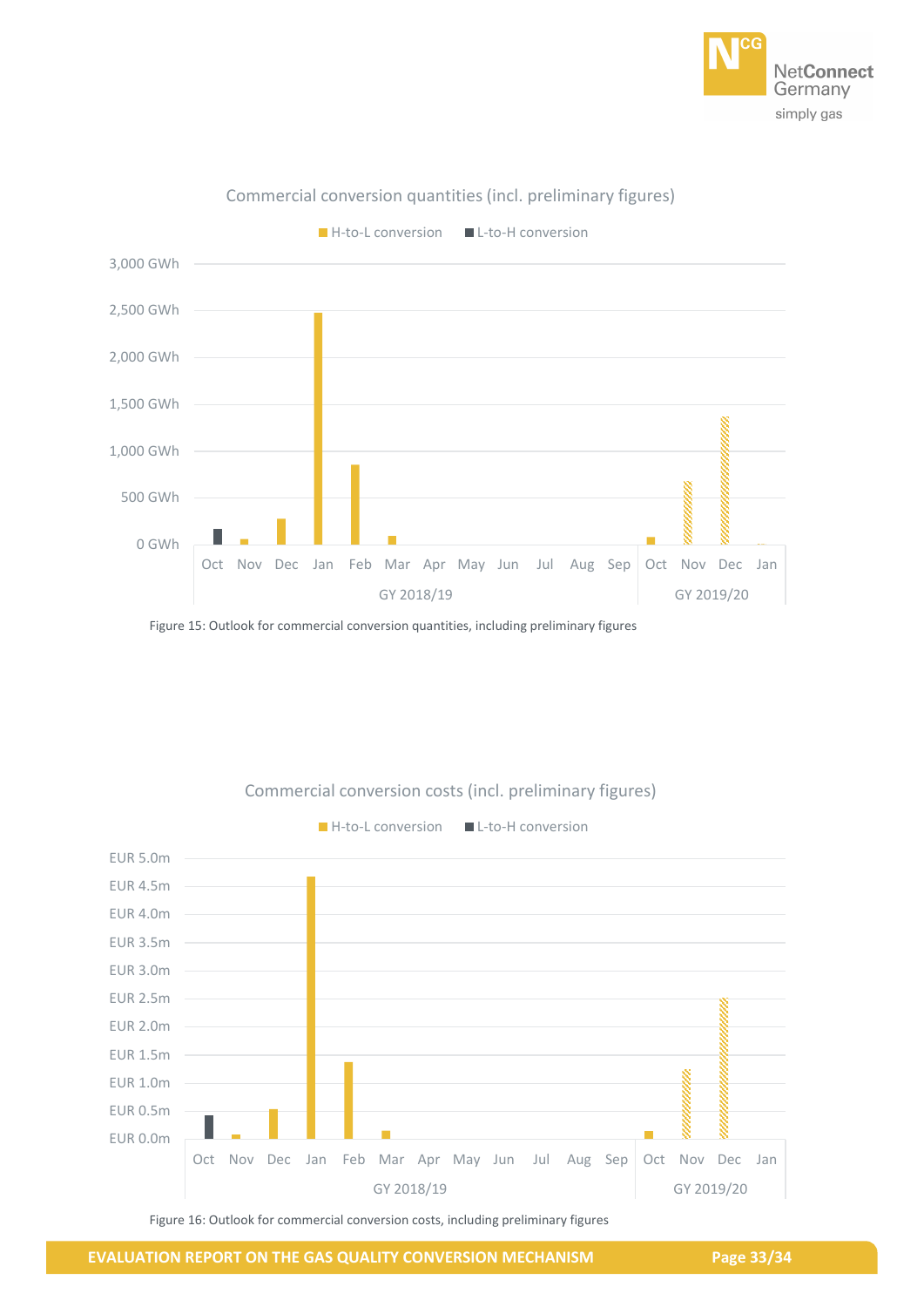Figure 15: Outlook for commercial conversion quantities, including preliminary figures

Figure 16: Outlook for commercial conversion costs, including preliminary figures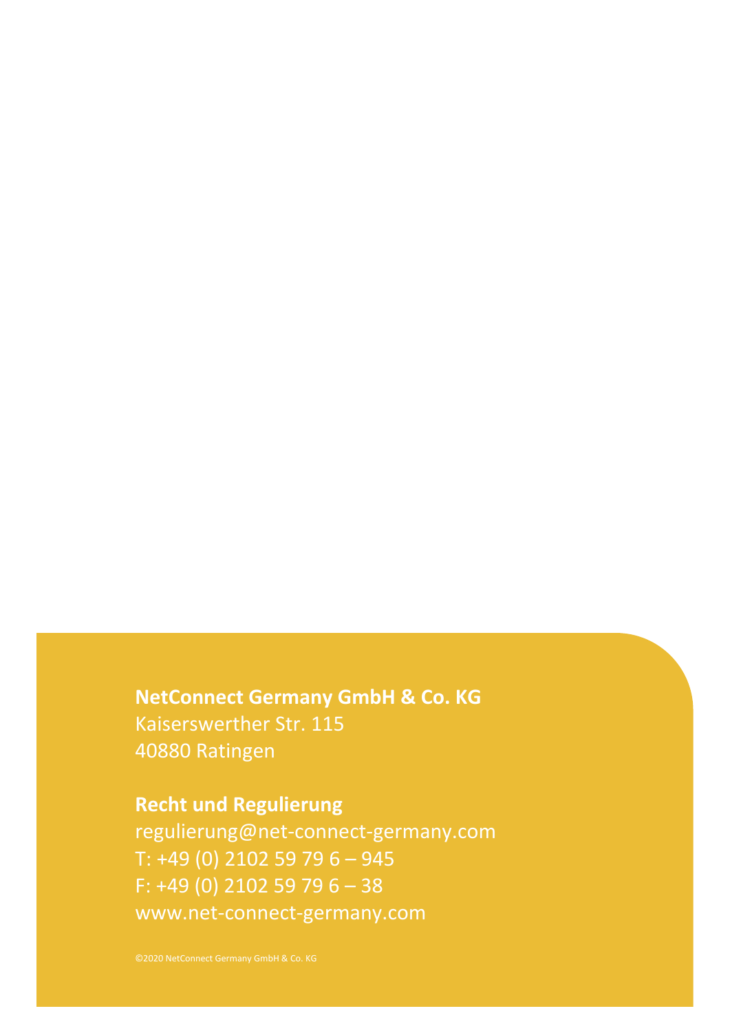**NetConnect Germany GmbH & Co. KG**
Kaiserswerther Str. 115
40880 Ratingen

**Recht und Regulierung**
regulierung@net-connect-germany.com
T: +49 (0) 2102 59 79 6 – 945
F: +49 (0) 2102 59 79 6 – 38
www.net-connect-germany.com

©2020 NetConnect Germany GmbH & Co. KG